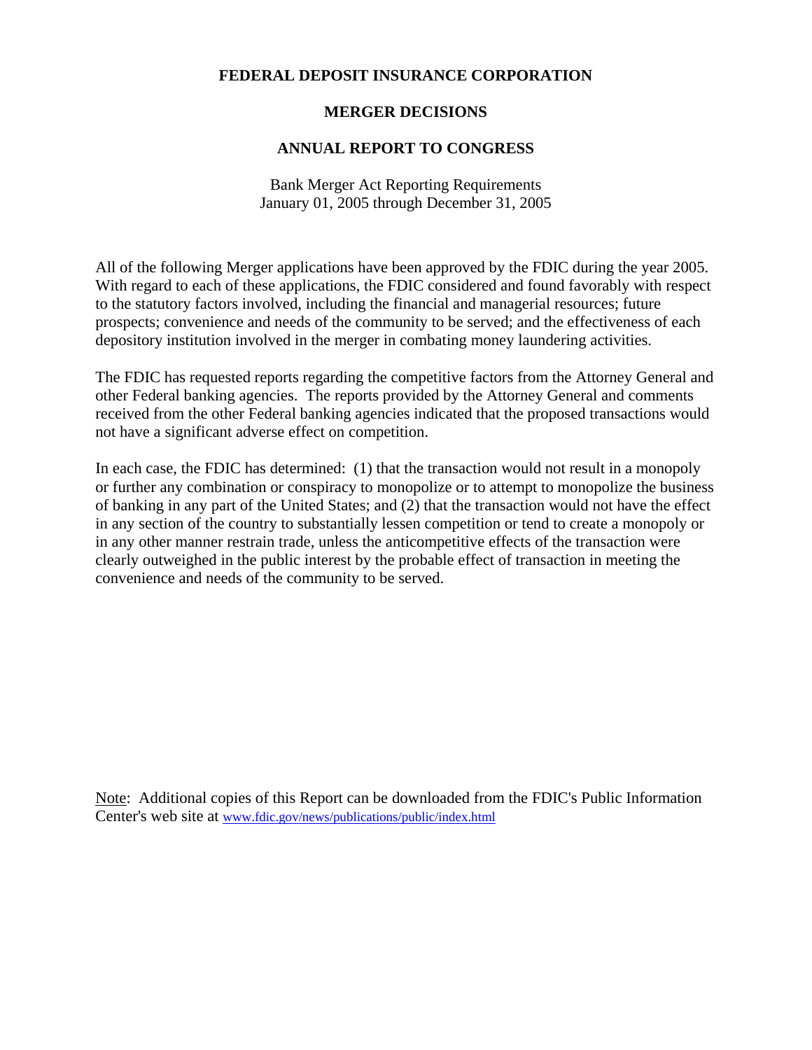# FEDERAL DEPOSIT INSURANCE CORPORATION

## MERGER DECISIONS

## ANNUAL REPORT TO CONGRESS

Bank Merger Act Reporting Requirements
January 01, 2005 through December 31, 2005

All of the following Merger applications have been approved by the FDIC during the year 2005. With regard to each of these applications, the FDIC considered and found favorably with respect to the statutory factors involved, including the financial and managerial resources; future prospects; convenience and needs of the community to be served; and the effectiveness of each depository institution involved in the merger in combating money laundering activities.

The FDIC has requested reports regarding the competitive factors from the Attorney General and other Federal banking agencies. The reports provided by the Attorney General and comments received from the other Federal banking agencies indicated that the proposed transactions would not have a significant adverse effect on competition.

In each case, the FDIC has determined: (1) that the transaction would not result in a monopoly or further any combination or conspiracy to monopolize or to attempt to monopolize the business of banking in any part of the United States; and (2) that the transaction would not have the effect in any section of the country to substantially lessen competition or tend to create a monopoly or in any other manner restrain trade, unless the anticompetitive effects of the transaction were clearly outweighed in the public interest by the probable effect of transaction in meeting the convenience and needs of the community to be served.

Note: Additional copies of this Report can be downloaded from the FDIC's Public Information Center's web site at www.fdic.gov/news/publications/public/index.html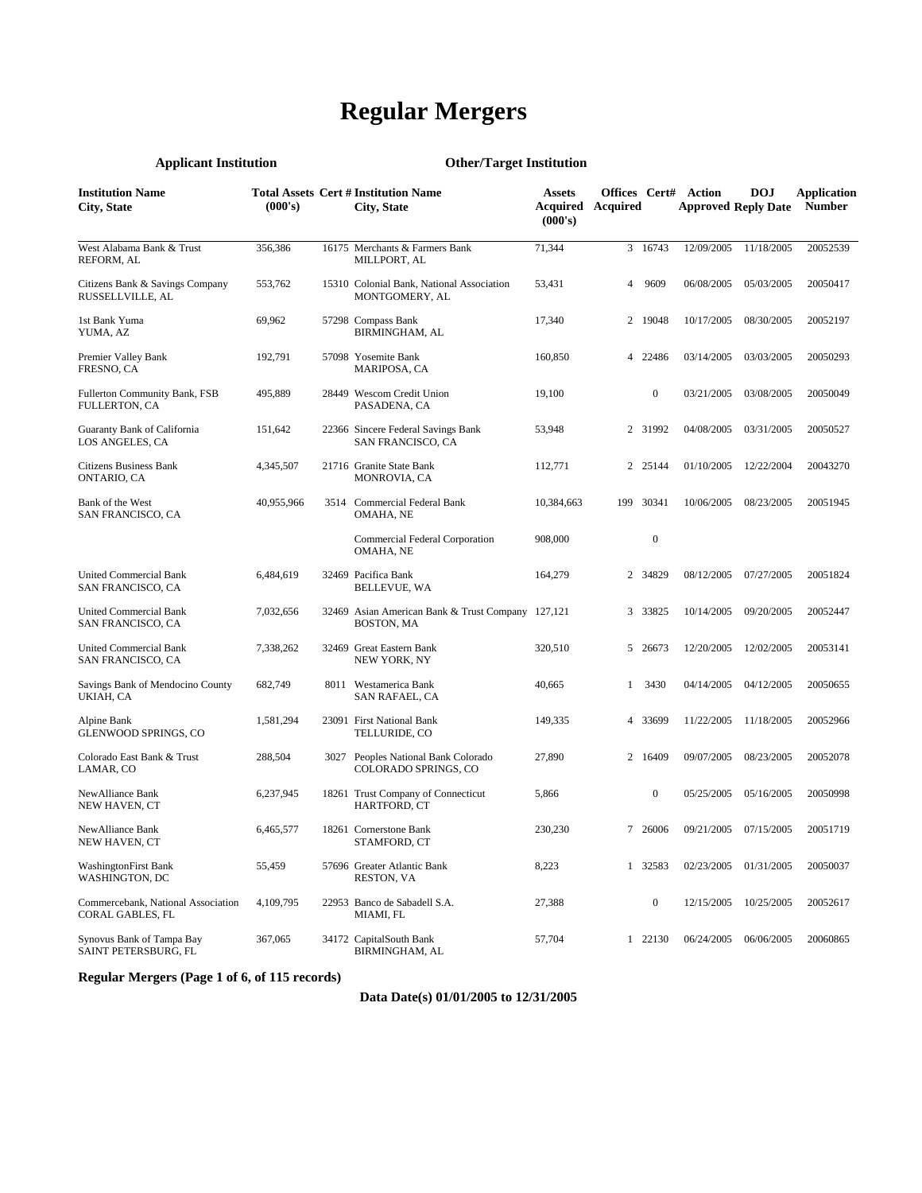# Regular Mergers

| Applicant Institution | | | Other/Target Institution | | | | | | |
|---|---|---|---|---|---|---|---|---|---|
| **Institution Name City, State** | **Total Assets (000's)** | **Cert #** | **Institution Name City, State** | **Assets Acquired (000's)** | **Offices Acquired** | **Cert#** | **Action Approved** | **DOJ Reply Date** | **Application Number** |
| West Alabama Bank & Trust REFORM, AL | 356,386 | 16175 | Merchants & Farmers Bank MILLPORT, AL | 71,344 | 3 | 16743 | 12/09/2005 | 11/18/2005 | 20052539 |
| Citizens Bank & Savings Company RUSSELLVILLE, AL | 553,762 | 15310 | Colonial Bank, National Association MONTGOMERY, AL | 53,431 | 4 | 9609 | 06/08/2005 | 05/03/2005 | 20050417 |
| 1st Bank Yuma YUMA, AZ | 69,962 | 57298 | Compass Bank BIRMINGHAM, AL | 17,340 | 2 | 19048 | 10/17/2005 | 08/30/2005 | 20052197 |
| Premier Valley Bank FRESNO, CA | 192,791 | 57098 | Yosemite Bank MARIPOSA, CA | 160,850 | 4 | 22486 | 03/14/2005 | 03/03/2005 | 20050293 |
| Fullerton Community Bank, FSB FULLERTON, CA | 495,889 | 28449 | Wescom Credit Union PASADENA, CA | 19,100 | | 0 | 03/21/2005 | 03/08/2005 | 20050049 |
| Guaranty Bank of California LOS ANGELES, CA | 151,642 | 22366 | Sincere Federal Savings Bank SAN FRANCISCO, CA | 53,948 | 2 | 31992 | 04/08/2005 | 03/31/2005 | 20050527 |
| Citizens Business Bank ONTARIO, CA | 4,345,507 | 21716 | Granite State Bank MONROVIA, CA | 112,771 | 2 | 25144 | 01/10/2005 | 12/22/2004 | 20043270 |
| Bank of the West SAN FRANCISCO, CA | 40,955,966 | 3514 | Commercial Federal Bank OMAHA, NE | 10,384,663 | 199 | 30341 | 10/06/2005 | 08/23/2005 | 20051945 |
| | | | Commercial Federal Corporation OMAHA, NE | 908,000 | | 0 | | | |
| United Commercial Bank SAN FRANCISCO, CA | 6,484,619 | 32469 | Pacifica Bank BELLEVUE, WA | 164,279 | 2 | 34829 | 08/12/2005 | 07/27/2005 | 20051824 |
| United Commercial Bank SAN FRANCISCO, CA | 7,032,656 | 32469 | Asian American Bank & Trust Company BOSTON, MA | 127,121 | 3 | 33825 | 10/14/2005 | 09/20/2005 | 20052447 |
| United Commercial Bank SAN FRANCISCO, CA | 7,338,262 | 32469 | Great Eastern Bank NEW YORK, NY | 320,510 | 5 | 26673 | 12/20/2005 | 12/02/2005 | 20053141 |
| Savings Bank of Mendocino County UKIAH, CA | 682,749 | 8011 | Westamerica Bank SAN RAFAEL, CA | 40,665 | 1 | 3430 | 04/14/2005 | 04/12/2005 | 20050655 |
| Alpine Bank GLENWOOD SPRINGS, CO | 1,581,294 | 23091 | First National Bank TELLURIDE, CO | 149,335 | 4 | 33699 | 11/22/2005 | 11/18/2005 | 20052966 |
| Colorado East Bank & Trust LAMAR, CO | 288,504 | 3027 | Peoples National Bank Colorado COLORADO SPRINGS, CO | 27,890 | 2 | 16409 | 09/07/2005 | 08/23/2005 | 20052078 |
| NewAlliance Bank NEW HAVEN, CT | 6,237,945 | 18261 | Trust Company of Connecticut HARTFORD, CT | 5,866 | | 0 | 05/25/2005 | 05/16/2005 | 20050998 |
| NewAlliance Bank NEW HAVEN, CT | 6,465,577 | 18261 | Cornerstone Bank STAMFORD, CT | 230,230 | 7 | 26006 | 09/21/2005 | 07/15/2005 | 20051719 |
| WashingtonFirst Bank WASHINGTON, DC | 55,459 | 57696 | Greater Atlantic Bank RESTON, VA | 8,223 | 1 | 32583 | 02/23/2005 | 01/31/2005 | 20050037 |
| Commercebank, National Association CORAL GABLES, FL | 4,109,795 | 22953 | Banco de Sabadell S.A. MIAMI, FL | 27,388 | | 0 | 12/15/2005 | 10/25/2005 | 20052617 |
| Synovus Bank of Tampa Bay SAINT PETERSBURG, FL | 367,065 | 34172 | CapitalSouth Bank BIRMINGHAM, AL | 57,704 | 1 | 22130 | 06/24/2005 | 06/06/2005 | 20060865 |

**Regular Mergers (Page 1 of 6, of 115 records)**

**Data Date(s) 01/01/2005 to 12/31/2005**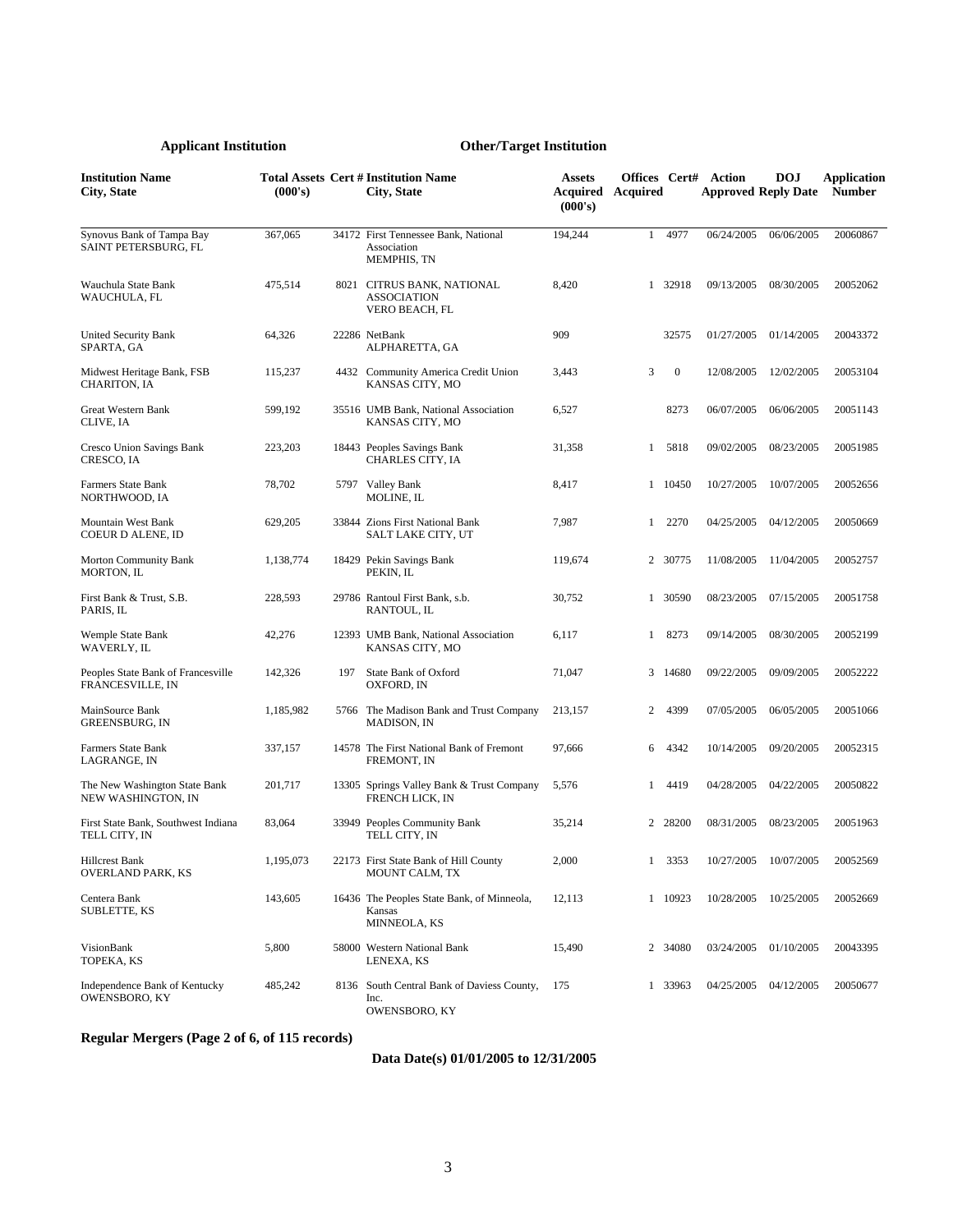| **Applicant Institution** | | | **Other/Target Institution** | | | | | | |
|---|---|---|---|---|---|---|---|---|---|
| **Institution Name City, State** | **Total Assets (000's)** | **Cert #** | **Institution Name City, State** | **Assets Acquired (000's)** | **Offices Acquired** | **Cert#** | **Action Approved** | **DOJ Reply Date** | **Application Number** |
| Synovus Bank of Tampa Bay SAINT PETERSBURG, FL | 367,065 | 34172 | First Tennessee Bank, National Association MEMPHIS, TN | 194,244 | 1 | 4977 | 06/24/2005 | 06/06/2005 | 20060867 |
| Wauchula State Bank WAUCHULA, FL | 475,514 | 8021 | CITRUS BANK, NATIONAL ASSOCIATION VERO BEACH, FL | 8,420 | 1 | 32918 | 09/13/2005 | 08/30/2005 | 20052062 |
| United Security Bank SPARTA, GA | 64,326 | 22286 | NetBank ALPHARETTA, GA | 909 | | 32575 | 01/27/2005 | 01/14/2005 | 20043372 |
| Midwest Heritage Bank, FSB CHARITON, IA | 115,237 | 4432 | Community America Credit Union KANSAS CITY, MO | 3,443 | 3 | 0 | 12/08/2005 | 12/02/2005 | 20053104 |
| Great Western Bank CLIVE, IA | 599,192 | 35516 | UMB Bank, National Association KANSAS CITY, MO | 6,527 | | 8273 | 06/07/2005 | 06/06/2005 | 20051143 |
| Cresco Union Savings Bank CRESCO, IA | 223,203 | 18443 | Peoples Savings Bank CHARLES CITY, IA | 31,358 | 1 | 5818 | 09/02/2005 | 08/23/2005 | 20051985 |
| Farmers State Bank NORTHWOOD, IA | 78,702 | 5797 | Valley Bank MOLINE, IL | 8,417 | 1 | 10450 | 10/27/2005 | 10/07/2005 | 20052656 |
| Mountain West Bank COEUR D ALENE, ID | 629,205 | 33844 | Zions First National Bank SALT LAKE CITY, UT | 7,987 | 1 | 2270 | 04/25/2005 | 04/12/2005 | 20050669 |
| Morton Community Bank MORTON, IL | 1,138,774 | 18429 | Pekin Savings Bank PEKIN, IL | 119,674 | 2 | 30775 | 11/08/2005 | 11/04/2005 | 20052757 |
| First Bank & Trust, S.B. PARIS, IL | 228,593 | 29786 | Rantoul First Bank, s.b. RANTOUL, IL | 30,752 | 1 | 30590 | 08/23/2005 | 07/15/2005 | 20051758 |
| Wemple State Bank WAVERLY, IL | 42,276 | 12393 | UMB Bank, National Association KANSAS CITY, MO | 6,117 | 1 | 8273 | 09/14/2005 | 08/30/2005 | 20052199 |
| Peoples State Bank of Francesville FRANCESVILLE, IN | 142,326 | 197 | State Bank of Oxford OXFORD, IN | 71,047 | 3 | 14680 | 09/22/2005 | 09/09/2005 | 20052222 |
| MainSource Bank GREENSBURG, IN | 1,185,982 | 5766 | The Madison Bank and Trust Company MADISON, IN | 213,157 | 2 | 4399 | 07/05/2005 | 06/05/2005 | 20051066 |
| Farmers State Bank LAGRANGE, IN | 337,157 | 14578 | The First National Bank of Fremont FREMONT, IN | 97,666 | 6 | 4342 | 10/14/2005 | 09/20/2005 | 20052315 |
| The New Washington State Bank NEW WASHINGTON, IN | 201,717 | 13305 | Springs Valley Bank & Trust Company FRENCH LICK, IN | 5,576 | 1 | 4419 | 04/28/2005 | 04/22/2005 | 20050822 |
| First State Bank, Southwest Indiana TELL CITY, IN | 83,064 | 33949 | Peoples Community Bank TELL CITY, IN | 35,214 | 2 | 28200 | 08/31/2005 | 08/23/2005 | 20051963 |
| Hillcrest Bank OVERLAND PARK, KS | 1,195,073 | 22173 | First State Bank of Hill County MOUNT CALM, TX | 2,000 | 1 | 3353 | 10/27/2005 | 10/07/2005 | 20052569 |
| Centera Bank SUBLETTE, KS | 143,605 | 16436 | The Peoples State Bank, of Minneola, Kansas MINNEOLA, KS | 12,113 | 1 | 10923 | 10/28/2005 | 10/25/2005 | 20052669 |
| VisionBank TOPEKA, KS | 5,800 | 58000 | Western National Bank LENEXA, KS | 15,490 | 2 | 34080 | 03/24/2005 | 01/10/2005 | 20043395 |
| Independence Bank of Kentucky OWENSBORO, KY | 485,242 | 8136 | South Central Bank of Daviess County, Inc. OWENSBORO, KY | 175 | 1 | 33963 | 04/25/2005 | 04/12/2005 | 20050677 |

**Regular Mergers (Page 2 of 6, of 115 records)**

**Data Date(s) 01/01/2005 to 12/31/2005**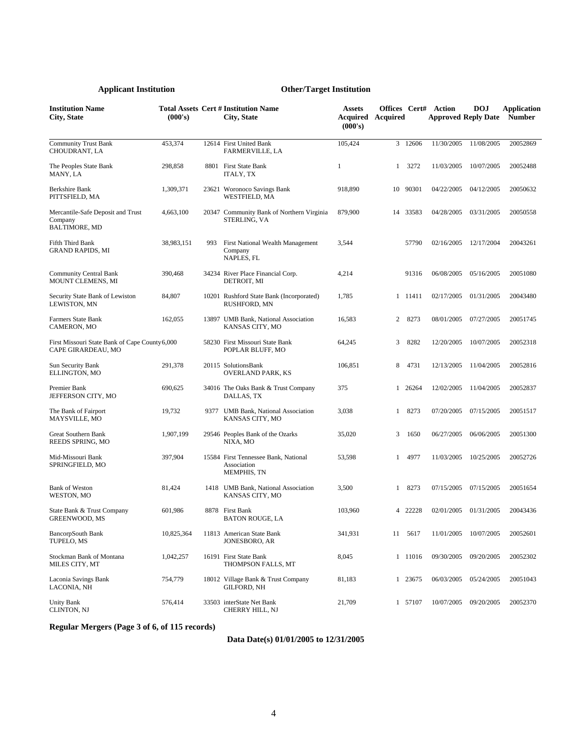| Applicant Institution | | | Other/Target Institution | | | | | | |
|---|---|---|---|---|---|---|---|---|---|
| **Institution Name City, State** | **Total Assets (000's)** | **Cert #** | **Institution Name City, State** | **Assets Acquired (000's)** | **Offices Acquired** | **Cert#** | **Action Approved** | **DOJ Reply Date** | **Application Number** |
| Community Trust Bank CHOUDRANT, LA | 453,374 | 12614 | First United Bank FARMERVILLE, LA | 105,424 | 3 | 12606 | 11/30/2005 | 11/08/2005 | 20052869 |
| The Peoples State Bank MANY, LA | 298,858 | 8801 | First State Bank ITALY, TX | 1 | 1 | 3272 | 11/03/2005 | 10/07/2005 | 20052488 |
| Berkshire Bank PITTSFIELD, MA | 1,309,371 | 23621 | Woronoco Savings Bank WESTFIELD, MA | 918,890 | 10 | 90301 | 04/22/2005 | 04/12/2005 | 20050632 |
| Mercantile-Safe Deposit and Trust Company BALTIMORE, MD | 4,663,100 | 20347 | Community Bank of Northern Virginia STERLING, VA | 879,900 | 14 | 33583 | 04/28/2005 | 03/31/2005 | 20050558 |
| Fifth Third Bank GRAND RAPIDS, MI | 38,983,151 | 993 | First National Wealth Management Company NAPLES, FL | 3,544 | | 57790 | 02/16/2005 | 12/17/2004 | 20043261 |
| Community Central Bank MOUNT CLEMENS, MI | 390,468 | 34234 | River Place Financial Corp. DETROIT, MI | 4,214 | | 91316 | 06/08/2005 | 05/16/2005 | 20051080 |
| Security State Bank of Lewiston LEWISTON, MN | 84,807 | 10201 | Rushford State Bank (Incorporated) RUSHFORD, MN | 1,785 | 1 | 11411 | 02/17/2005 | 01/31/2005 | 20043480 |
| Farmers State Bank CAMERON, MO | 162,055 | 13897 | UMB Bank, National Association KANSAS CITY, MO | 16,583 | 2 | 8273 | 08/01/2005 | 07/27/2005 | 20051745 |
| First Missouri State Bank of Cape County CAPE GIRARDEAU, MO | 6,000 | 58230 | First Missouri State Bank POPLAR BLUFF, MO | 64,245 | 3 | 8282 | 12/20/2005 | 10/07/2005 | 20052318 |
| Sun Security Bank ELLINGTON, MO | 291,378 | 20115 | SolutionsBank OVERLAND PARK, KS | 106,851 | 8 | 4731 | 12/13/2005 | 11/04/2005 | 20052816 |
| Premier Bank JEFFERSON CITY, MO | 690,625 | 34016 | The Oaks Bank & Trust Company DALLAS, TX | 375 | 1 | 26264 | 12/02/2005 | 11/04/2005 | 20052837 |
| The Bank of Fairport MAYSVILLE, MO | 19,732 | 9377 | UMB Bank, National Association KANSAS CITY, MO | 3,038 | 1 | 8273 | 07/20/2005 | 07/15/2005 | 20051517 |
| Great Southern Bank REEDS SPRING, MO | 1,907,199 | 29546 | Peoples Bank of the Ozarks NIXA, MO | 35,020 | 3 | 1650 | 06/27/2005 | 06/06/2005 | 20051300 |
| Mid-Missouri Bank SPRINGFIELD, MO | 397,904 | 15584 | First Tennessee Bank, National Association MEMPHIS, TN | 53,598 | 1 | 4977 | 11/03/2005 | 10/25/2005 | 20052726 |
| Bank of Weston WESTON, MO | 81,424 | 1418 | UMB Bank, National Association KANSAS CITY, MO | 3,500 | 1 | 8273 | 07/15/2005 | 07/15/2005 | 20051654 |
| State Bank & Trust Company GREENWOOD, MS | 601,986 | 8878 | First Bank BATON ROUGE, LA | 103,960 | 4 | 22228 | 02/01/2005 | 01/31/2005 | 20043436 |
| BancorpSouth Bank TUPELO, MS | 10,825,364 | 11813 | American State Bank JONESBORO, AR | 341,931 | 11 | 5617 | 11/01/2005 | 10/07/2005 | 20052601 |
| Stockman Bank of Montana MILES CITY, MT | 1,042,257 | 16191 | First State Bank THOMPSON FALLS, MT | 8,045 | 1 | 11016 | 09/30/2005 | 09/20/2005 | 20052302 |
| Laconia Savings Bank LACONIA, NH | 754,779 | 18012 | Village Bank & Trust Company GILFORD, NH | 81,183 | 1 | 23675 | 06/03/2005 | 05/24/2005 | 20051043 |
| Unity Bank CLINTON, NJ | 576,414 | 33503 | interState Net Bank CHERRY HILL, NJ | 21,709 | 1 | 57107 | 10/07/2005 | 09/20/2005 | 20052370 |

**Regular Mergers (Page 3 of 6, of 115 records)**

**Data Date(s) 01/01/2005 to 12/31/2005**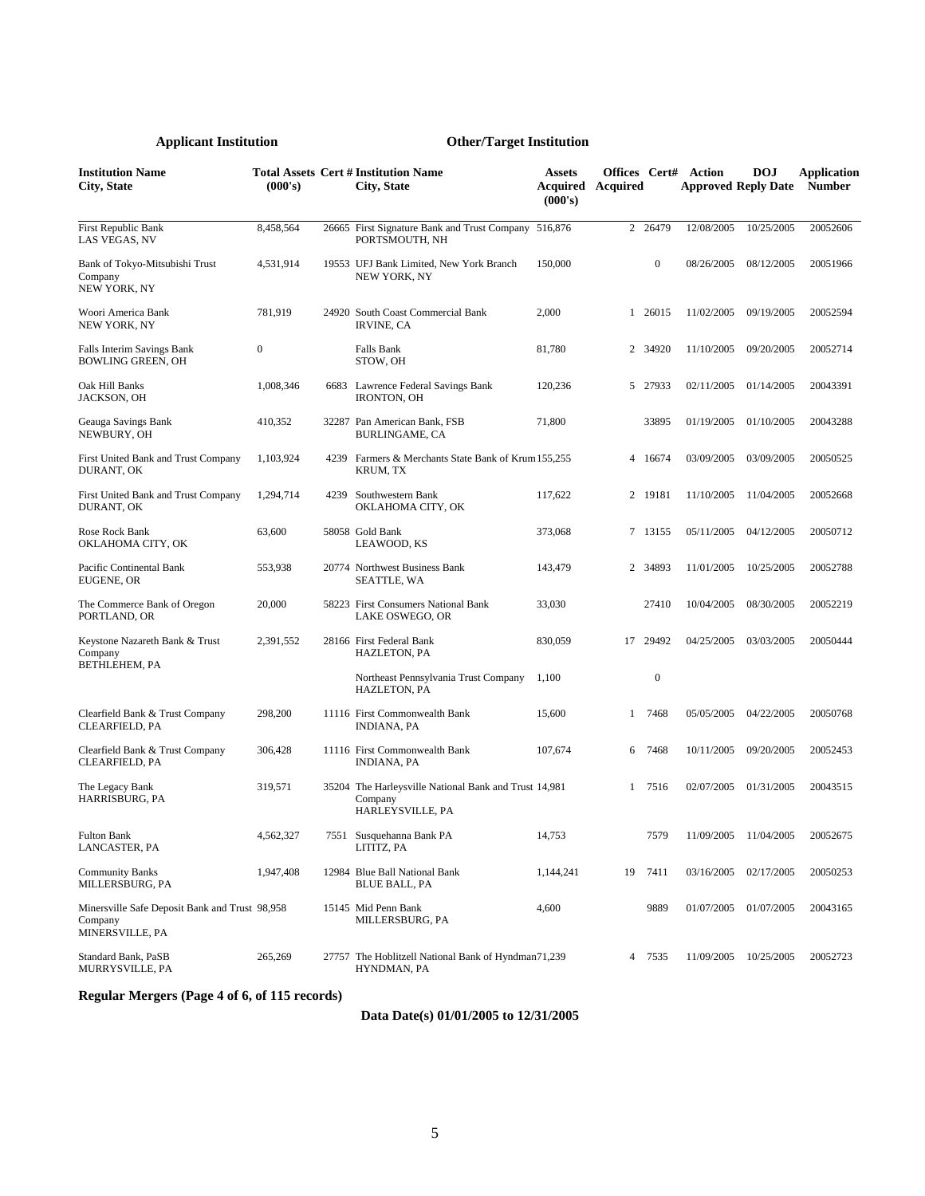| Applicant Institution | | | Other/Target Institution | | | | | | |
|---|---|---|---|---|---|---|---|---|---|
| **Institution Name City, State** | **Total Assets (000's)** | **Cert #** | **Institution Name City, State** | **Assets Acquired (000's)** | **Offices Acquired** | **Cert#** | **Action Approved** | **DOJ Reply Date** | **Application Number** |
| First Republic Bank LAS VEGAS, NV | 8,458,564 | 26665 | First Signature Bank and Trust Company PORTSMOUTH, NH | 516,876 | 2 | 26479 | 12/08/2005 | 10/25/2005 | 20052606 |
| Bank of Tokyo-Mitsubishi Trust Company NEW YORK, NY | 4,531,914 | 19553 | UFJ Bank Limited, New York Branch NEW YORK, NY | 150,000 | | 0 | 08/26/2005 | 08/12/2005 | 20051966 |
| Woori America Bank NEW YORK, NY | 781,919 | 24920 | South Coast Commercial Bank IRVINE, CA | 2,000 | 1 | 26015 | 11/02/2005 | 09/19/2005 | 20052594 |
| Falls Interim Savings Bank BOWLING GREEN, OH | 0 | | Falls Bank STOW, OH | 81,780 | 2 | 34920 | 11/10/2005 | 09/20/2005 | 20052714 |
| Oak Hill Banks JACKSON, OH | 1,008,346 | 6683 | Lawrence Federal Savings Bank IRONTON, OH | 120,236 | 5 | 27933 | 02/11/2005 | 01/14/2005 | 20043391 |
| Geauga Savings Bank NEWBURY, OH | 410,352 | 32287 | Pan American Bank, FSB BURLINGAME, CA | 71,800 | | 33895 | 01/19/2005 | 01/10/2005 | 20043288 |
| First United Bank and Trust Company DURANT, OK | 1,103,924 | 4239 | Farmers & Merchants State Bank of Krum KRUM, TX | 155,255 | 4 | 16674 | 03/09/2005 | 03/09/2005 | 20050525 |
| First United Bank and Trust Company DURANT, OK | 1,294,714 | 4239 | Southwestern Bank OKLAHOMA CITY, OK | 117,622 | 2 | 19181 | 11/10/2005 | 11/04/2005 | 20052668 |
| Rose Rock Bank OKLAHOMA CITY, OK | 63,600 | 58058 | Gold Bank LEAWOOD, KS | 373,068 | 7 | 13155 | 05/11/2005 | 04/12/2005 | 20050712 |
| Pacific Continental Bank EUGENE, OR | 553,938 | 20774 | Northwest Business Bank SEATTLE, WA | 143,479 | 2 | 34893 | 11/01/2005 | 10/25/2005 | 20052788 |
| The Commerce Bank of Oregon PORTLAND, OR | 20,000 | 58223 | First Consumers National Bank LAKE OSWEGO, OR | 33,030 | | 27410 | 10/04/2005 | 08/30/2005 | 20052219 |
| Keystone Nazareth Bank & Trust Company BETHLEHEM, PA | 2,391,552 | 28166 | First Federal Bank HAZLETON, PA | 830,059 | 17 | 29492 | 04/25/2005 | 03/03/2005 | 20050444 |
| | | | Northeast Pennsylvania Trust Company HAZLETON, PA | 1,100 | | 0 | | | |
| Clearfield Bank & Trust Company CLEARFIELD, PA | 298,200 | 11116 | First Commonwealth Bank INDIANA, PA | 15,600 | 1 | 7468 | 05/05/2005 | 04/22/2005 | 20050768 |
| Clearfield Bank & Trust Company CLEARFIELD, PA | 306,428 | 11116 | First Commonwealth Bank INDIANA, PA | 107,674 | 6 | 7468 | 10/11/2005 | 09/20/2005 | 20052453 |
| The Legacy Bank HARRISBURG, PA | 319,571 | 35204 | The Harleysville National Bank and Trust Company HARLEYSVILLE, PA | 14,981 | 1 | 7516 | 02/07/2005 | 01/31/2005 | 20043515 |
| Fulton Bank LANCASTER, PA | 4,562,327 | 7551 | Susquehanna Bank PA LITITZ, PA | 14,753 | | 7579 | 11/09/2005 | 11/04/2005 | 20052675 |
| Community Banks MILLERSBURG, PA | 1,947,408 | 12984 | Blue Ball National Bank BLUE BALL, PA | 1,144,241 | 19 | 7411 | 03/16/2005 | 02/17/2005 | 20050253 |
| Minersville Safe Deposit Bank and Trust Company MINERSVILLE, PA | 98,958 | 15145 | Mid Penn Bank MILLERSBURG, PA | 4,600 | | 9889 | 01/07/2005 | 01/07/2005 | 20043165 |
| Standard Bank, PaSB MURRYSVILLE, PA | 265,269 | 27757 | The Hoblitzell National Bank of Hyndman HYNDMAN, PA | 71,239 | 4 | 7535 | 11/09/2005 | 10/25/2005 | 20052723 |

**Regular Mergers (Page 4 of 6, of 115 records)**

**Data Date(s) 01/01/2005 to 12/31/2005**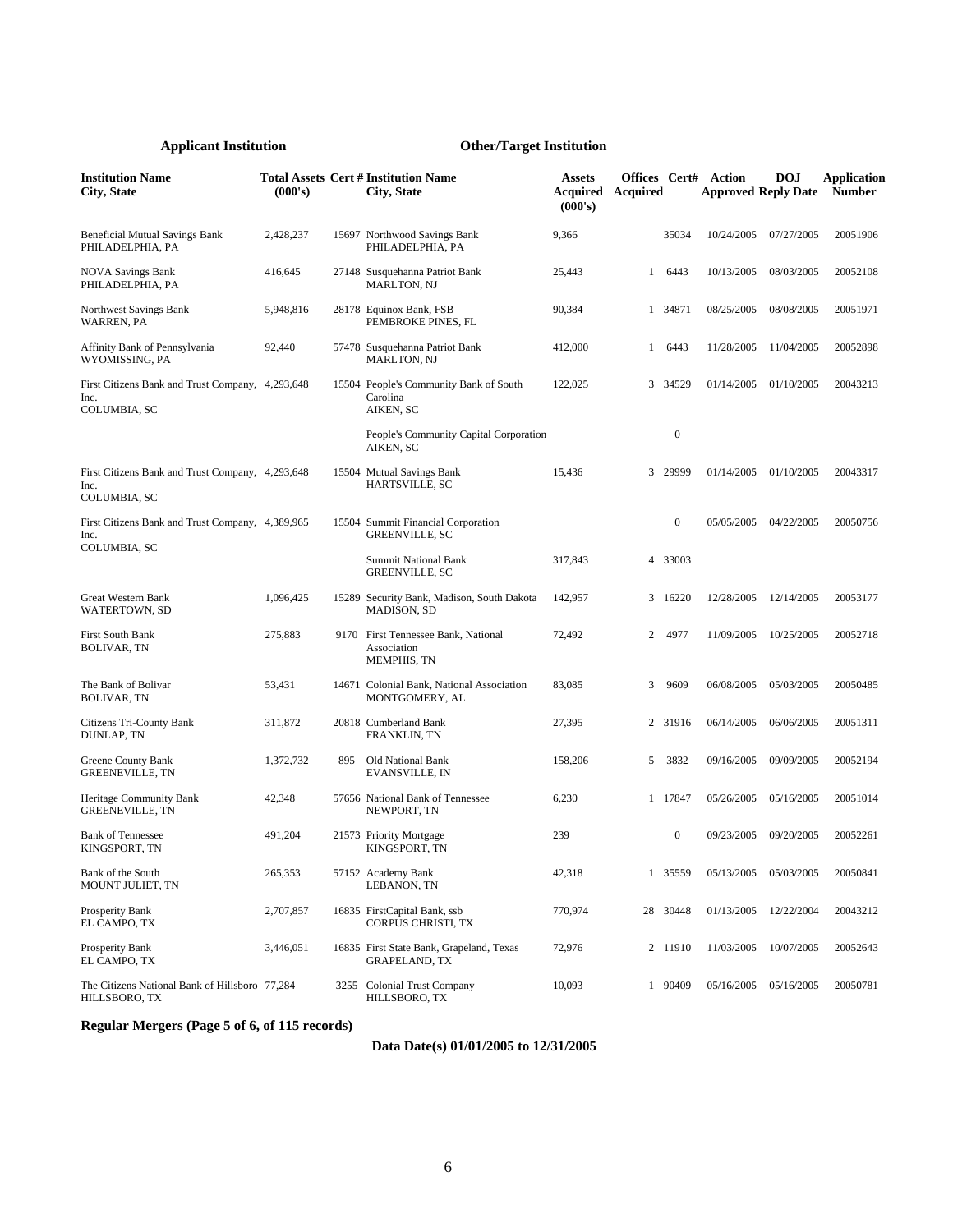| Applicant Institution | | | Other/Target Institution | | | | | | |
|---|---|---|---|---|---|---|---|---|---|
| **Institution Name City, State** | **Total Assets (000's)** | **Cert #** | **Institution Name City, State** | **Assets Acquired (000's)** | **Offices Acquired** | **Cert#** | **Action Approved** | **DOJ Reply Date** | **Application Number** |
| Beneficial Mutual Savings Bank PHILADELPHIA, PA | 2,428,237 | 15697 | Northwood Savings Bank PHILADELPHIA, PA | 9,366 | | 35034 | 10/24/2005 | 07/27/2005 | 20051906 |
| NOVA Savings Bank PHILADELPHIA, PA | 416,645 | 27148 | Susquehanna Patriot Bank MARLTON, NJ | 25,443 | 1 | 6443 | 10/13/2005 | 08/03/2005 | 20052108 |
| Northwest Savings Bank WARREN, PA | 5,948,816 | 28178 | Equinox Bank, FSB PEMBROKE PINES, FL | 90,384 | 1 | 34871 | 08/25/2005 | 08/08/2005 | 20051971 |
| Affinity Bank of Pennsylvania WYOMISSING, PA | 92,440 | 57478 | Susquehanna Patriot Bank MARLTON, NJ | 412,000 | 1 | 6443 | 11/28/2005 | 11/04/2005 | 20052898 |
| First Citizens Bank and Trust Company, Inc. COLUMBIA, SC | 4,293,648 | 15504 | People's Community Bank of South Carolina AIKEN, SC | 122,025 | 3 | 34529 | 01/14/2005 | 01/10/2005 | 20043213 |
| | | | People's Community Capital Corporation AIKEN, SC | | | 0 | | | |
| First Citizens Bank and Trust Company, Inc. COLUMBIA, SC | 4,293,648 | 15504 | Mutual Savings Bank HARTSVILLE, SC | 15,436 | 3 | 29999 | 01/14/2005 | 01/10/2005 | 20043317 |
| First Citizens Bank and Trust Company, Inc. COLUMBIA, SC | 4,389,965 | 15504 | Summit Financial Corporation GREENVILLE, SC | | | 0 | 05/05/2005 | 04/22/2005 | 20050756 |
| | | | Summit National Bank GREENVILLE, SC | 317,843 | 4 | 33003 | | | |
| Great Western Bank WATERTOWN, SD | 1,096,425 | 15289 | Security Bank, Madison, South Dakota MADISON, SD | 142,957 | 3 | 16220 | 12/28/2005 | 12/14/2005 | 20053177 |
| First South Bank BOLIVAR, TN | 275,883 | 9170 | First Tennessee Bank, National Association MEMPHIS, TN | 72,492 | 2 | 4977 | 11/09/2005 | 10/25/2005 | 20052718 |
| The Bank of Bolivar BOLIVAR, TN | 53,431 | 14671 | Colonial Bank, National Association MONTGOMERY, AL | 83,085 | 3 | 9609 | 06/08/2005 | 05/03/2005 | 20050485 |
| Citizens Tri-County Bank DUNLAP, TN | 311,872 | 20818 | Cumberland Bank FRANKLIN, TN | 27,395 | 2 | 31916 | 06/14/2005 | 06/06/2005 | 20051311 |
| Greene County Bank GREENEVILLE, TN | 1,372,732 | 895 | Old National Bank EVANSVILLE, IN | 158,206 | 5 | 3832 | 09/16/2005 | 09/09/2005 | 20052194 |
| Heritage Community Bank GREENEVILLE, TN | 42,348 | 57656 | National Bank of Tennessee NEWPORT, TN | 6,230 | 1 | 17847 | 05/26/2005 | 05/16/2005 | 20051014 |
| Bank of Tennessee KINGSPORT, TN | 491,204 | 21573 | Priority Mortgage KINGSPORT, TN | 239 | | 0 | 09/23/2005 | 09/20/2005 | 20052261 |
| Bank of the South MOUNT JULIET, TN | 265,353 | 57152 | Academy Bank LEBANON, TN | 42,318 | 1 | 35559 | 05/13/2005 | 05/03/2005 | 20050841 |
| Prosperity Bank EL CAMPO, TX | 2,707,857 | 16835 | FirstCapital Bank, ssb CORPUS CHRISTI, TX | 770,974 | 28 | 30448 | 01/13/2005 | 12/22/2004 | 20043212 |
| Prosperity Bank EL CAMPO, TX | 3,446,051 | 16835 | First State Bank, Grapeland, Texas GRAPELAND, TX | 72,976 | 2 | 11910 | 11/03/2005 | 10/07/2005 | 20052643 |
| The Citizens National Bank of Hillsboro HILLSBORO, TX | 77,284 | 3255 | Colonial Trust Company HILLSBORO, TX | 10,093 | 1 | 90409 | 05/16/2005 | 05/16/2005 | 20050781 |

**Regular Mergers (Page 5 of 6, of 115 records)**

**Data Date(s) 01/01/2005 to 12/31/2005**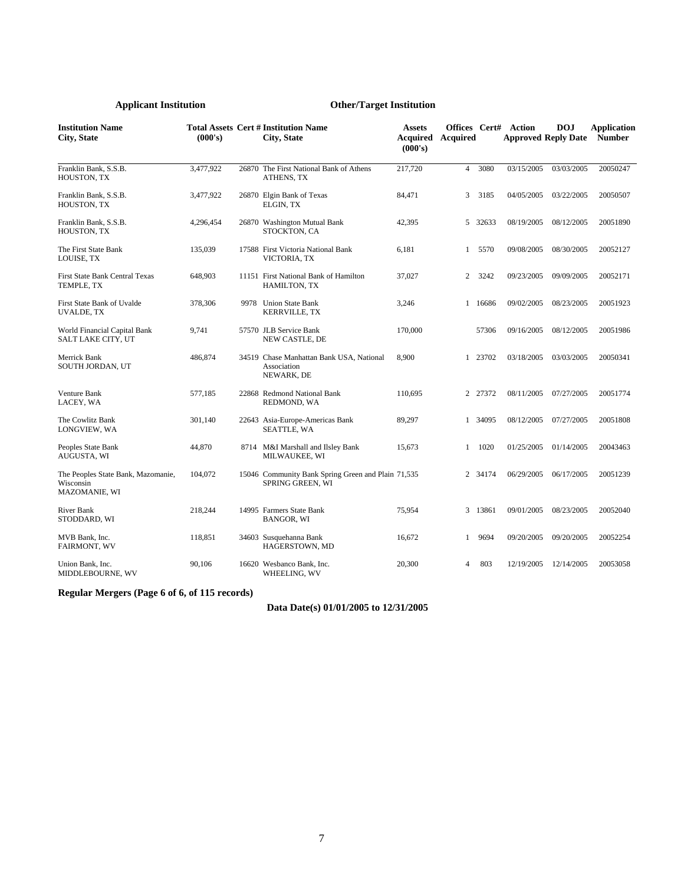| Applicant Institution | | | Other/Target Institution | | | | | | | |
|---|---|---|---|---|---|---|---|---|---|---|
| **Institution Name City, State** | **Total Assets (000's)** | **Cert #** | **Institution Name City, State** | **Assets Acquired (000's)** | **Offices Acquired** | **Cert#** | **Action Approved** | **DOJ Reply Date** | **Application Number** |
| Franklin Bank, S.S.B. HOUSTON, TX | 3,477,922 | 26870 | The First National Bank of Athens ATHENS, TX | 217,720 | 4 | 3080 | 03/15/2005 | 03/03/2005 | 20050247 |
| Franklin Bank, S.S.B. HOUSTON, TX | 3,477,922 | 26870 | Elgin Bank of Texas ELGIN, TX | 84,471 | 3 | 3185 | 04/05/2005 | 03/22/2005 | 20050507 |
| Franklin Bank, S.S.B. HOUSTON, TX | 4,296,454 | 26870 | Washington Mutual Bank STOCKTON, CA | 42,395 | 5 | 32633 | 08/19/2005 | 08/12/2005 | 20051890 |
| The First State Bank LOUISE, TX | 135,039 | 17588 | First Victoria National Bank VICTORIA, TX | 6,181 | 1 | 5570 | 09/08/2005 | 08/30/2005 | 20052127 |
| First State Bank Central Texas TEMPLE, TX | 648,903 | 11151 | First National Bank of Hamilton HAMILTON, TX | 37,027 | 2 | 3242 | 09/23/2005 | 09/09/2005 | 20052171 |
| First State Bank of Uvalde UVALDE, TX | 378,306 | 9978 | Union State Bank KERRVILLE, TX | 3,246 | 1 | 16686 | 09/02/2005 | 08/23/2005 | 20051923 |
| World Financial Capital Bank SALT LAKE CITY, UT | 9,741 | 57570 | JLB Service Bank NEW CASTLE, DE | 170,000 | | 57306 | 09/16/2005 | 08/12/2005 | 20051986 |
| Merrick Bank SOUTH JORDAN, UT | 486,874 | 34519 | Chase Manhattan Bank USA, National Association NEWARK, DE | 8,900 | 1 | 23702 | 03/18/2005 | 03/03/2005 | 20050341 |
| Venture Bank LACEY, WA | 577,185 | 22868 | Redmond National Bank REDMOND, WA | 110,695 | 2 | 27372 | 08/11/2005 | 07/27/2005 | 20051774 |
| The Cowlitz Bank LONGVIEW, WA | 301,140 | 22643 | Asia-Europe-Americas Bank SEATTLE, WA | 89,297 | 1 | 34095 | 08/12/2005 | 07/27/2005 | 20051808 |
| Peoples State Bank AUGUSTA, WI | 44,870 | 8714 | M&I Marshall and Ilsley Bank MILWAUKEE, WI | 15,673 | 1 | 1020 | 01/25/2005 | 01/14/2005 | 20043463 |
| The Peoples State Bank, Mazomanie, Wisconsin MAZOMANIE, WI | 104,072 | 15046 | Community Bank Spring Green and Plain SPRING GREEN, WI | 71,535 | 2 | 34174 | 06/29/2005 | 06/17/2005 | 20051239 |
| River Bank STODDARD, WI | 218,244 | 14995 | Farmers State Bank BANGOR, WI | 75,954 | 3 | 13861 | 09/01/2005 | 08/23/2005 | 20052040 |
| MVB Bank, Inc. FAIRMONT, WV | 118,851 | 34603 | Susquehanna Bank HAGERSTOWN, MD | 16,672 | 1 | 9694 | 09/20/2005 | 09/20/2005 | 20052254 |
| Union Bank, Inc. MIDDLEBOURNE, WV | 90,106 | 16620 | Wesbanco Bank, Inc. WHEELING, WV | 20,300 | 4 | 803 | 12/19/2005 | 12/14/2005 | 20053058 |

**Regular Mergers (Page 6 of 6, of 115 records)**

**Data Date(s) 01/01/2005 to 12/31/2005**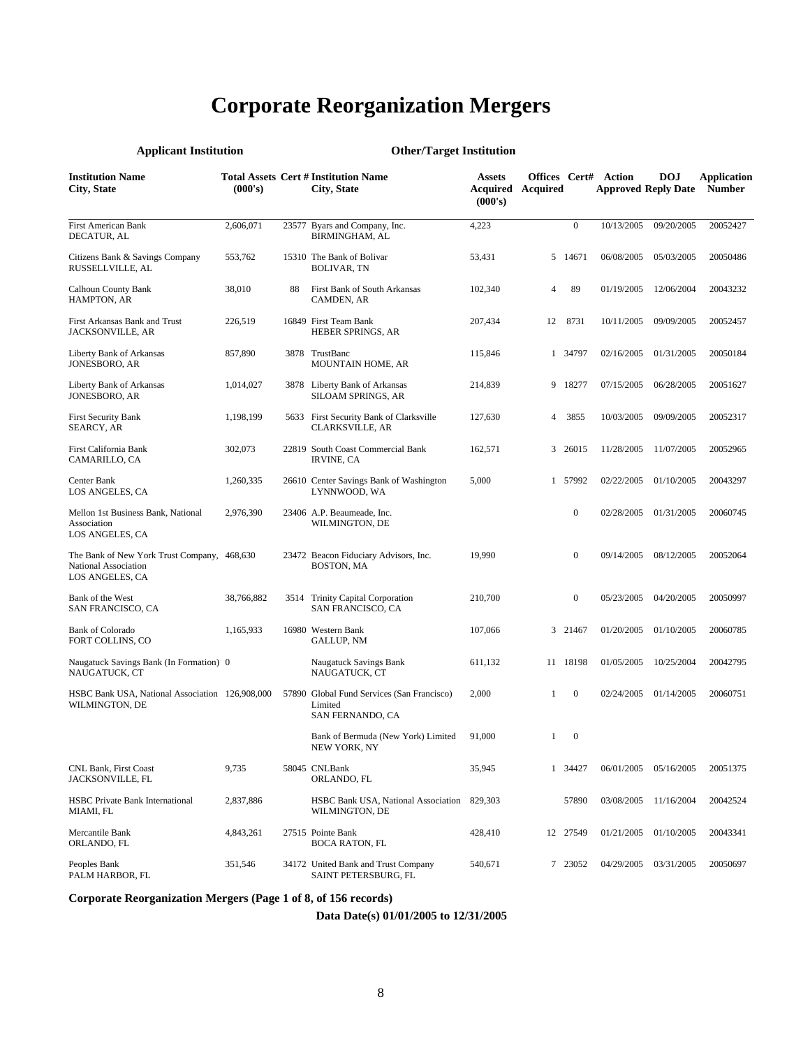# Corporate Reorganization Mergers

| Applicant Institution | | | Other/Target Institution | | | | | | |
|---|---|---|---|---|---|---|---|---|---|
| **Institution Name City, State** | **Total Assets (000's)** | **Cert #** | **Institution Name City, State** | **Assets Acquired (000's)** | **Offices Acquired** | **Cert#** | **Action Approved** | **DOJ Reply Date** | **Application Number** |
| First American Bank DECATUR, AL | 2,606,071 | 23577 | Byars and Company, Inc. BIRMINGHAM, AL | 4,223 | | 0 | 10/13/2005 | 09/20/2005 | 20052427 |
| Citizens Bank & Savings Company RUSSELLVILLE, AL | 553,762 | 15310 | The Bank of Bolivar BOLIVAR, TN | 53,431 | 5 | 14671 | 06/08/2005 | 05/03/2005 | 20050486 |
| Calhoun County Bank HAMPTON, AR | 38,010 | 88 | First Bank of South Arkansas CAMDEN, AR | 102,340 | 4 | 89 | 01/19/2005 | 12/06/2004 | 20043232 |
| First Arkansas Bank and Trust JACKSONVILLE, AR | 226,519 | 16849 | First Team Bank HEBER SPRINGS, AR | 207,434 | 12 | 8731 | 10/11/2005 | 09/09/2005 | 20052457 |
| Liberty Bank of Arkansas JONESBORO, AR | 857,890 | 3878 | TrustBanc MOUNTAIN HOME, AR | 115,846 | 1 | 34797 | 02/16/2005 | 01/31/2005 | 20050184 |
| Liberty Bank of Arkansas JONESBORO, AR | 1,014,027 | 3878 | Liberty Bank of Arkansas SILOAM SPRINGS, AR | 214,839 | 9 | 18277 | 07/15/2005 | 06/28/2005 | 20051627 |
| First Security Bank SEARCY, AR | 1,198,199 | 5633 | First Security Bank of Clarksville CLARKSVILLE, AR | 127,630 | 4 | 3855 | 10/03/2005 | 09/09/2005 | 20052317 |
| First California Bank CAMARILLO, CA | 302,073 | 22819 | South Coast Commercial Bank IRVINE, CA | 162,571 | 3 | 26015 | 11/28/2005 | 11/07/2005 | 20052965 |
| Center Bank LOS ANGELES, CA | 1,260,335 | 26610 | Center Savings Bank of Washington LYNNWOOD, WA | 5,000 | 1 | 57992 | 02/22/2005 | 01/10/2005 | 20043297 |
| Mellon 1st Business Bank, National Association LOS ANGELES, CA | 2,976,390 | 23406 | A.P. Beaumeade, Inc. WILMINGTON, DE | | | 0 | 02/28/2005 | 01/31/2005 | 20060745 |
| The Bank of New York Trust Company, National Association LOS ANGELES, CA | 468,630 | 23472 | Beacon Fiduciary Advisors, Inc. BOSTON, MA | 19,990 | | 0 | 09/14/2005 | 08/12/2005 | 20052064 |
| Bank of the West SAN FRANCISCO, CA | 38,766,882 | 3514 | Trinity Capital Corporation SAN FRANCISCO, CA | 210,700 | | 0 | 05/23/2005 | 04/20/2005 | 20050997 |
| Bank of Colorado FORT COLLINS, CO | 1,165,933 | 16980 | Western Bank GALLUP, NM | 107,066 | 3 | 21467 | 01/20/2005 | 01/10/2005 | 20060785 |
| Naugatuck Savings Bank (In Formation) NAUGATUCK, CT | 0 | | Naugatuck Savings Bank NAUGATUCK, CT | 611,132 | 11 | 18198 | 01/05/2005 | 10/25/2004 | 20042795 |
| HSBC Bank USA, National Association WILMINGTON, DE | 126,908,000 | 57890 | Global Fund Services (San Francisco) Limited SAN FERNANDO, CA | 2,000 | 1 | 0 | 02/24/2005 | 01/14/2005 | 20060751 |
| | | | Bank of Bermuda (New York) Limited NEW YORK, NY | 91,000 | 1 | 0 | | | |
| CNL Bank, First Coast JACKSONVILLE, FL | 9,735 | 58045 | CNLBank ORLANDO, FL | 35,945 | 1 | 34427 | 06/01/2005 | 05/16/2005 | 20051375 |
| HSBC Private Bank International MIAMI, FL | 2,837,886 | | HSBC Bank USA, National Association WILMINGTON, DE | 829,303 | | 57890 | 03/08/2005 | 11/16/2004 | 20042524 |
| Mercantile Bank ORLANDO, FL | 4,843,261 | 27515 | Pointe Bank BOCA RATON, FL | 428,410 | 12 | 27549 | 01/21/2005 | 01/10/2005 | 20043341 |
| Peoples Bank PALM HARBOR, FL | 351,546 | 34172 | United Bank and Trust Company SAINT PETERSBURG, FL | 540,671 | 7 | 23052 | 04/29/2005 | 03/31/2005 | 20050697 |

**Corporate Reorganization Mergers (Page 1 of 8, of 156 records)**

**Data Date(s) 01/01/2005 to 12/31/2005**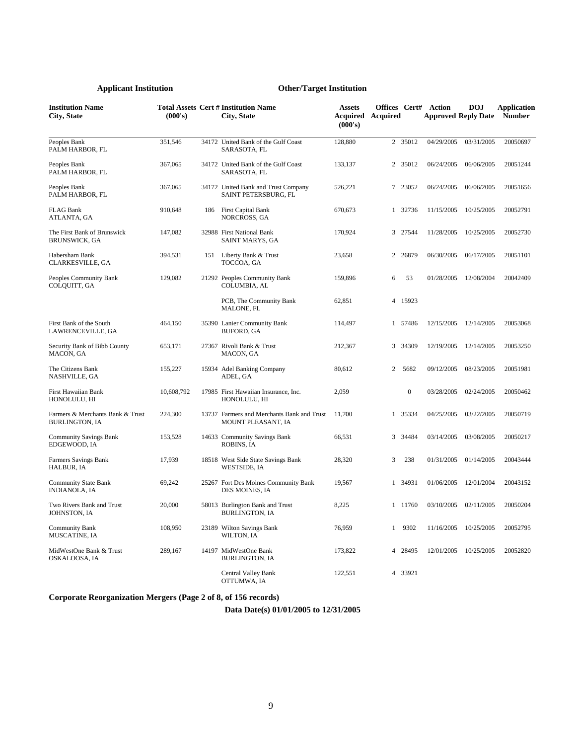| **Applicant Institution** | | | **Other/Target Institution** | | | | | | |
|---|---|---|---|---|---|---|---|---|---|
| **Institution Name City, State** | **Total Assets (000's)** | **Cert #** | **Institution Name City, State** | **Assets Acquired (000's)** | **Offices Acquired** | **Cert#** | **Action Approved** | **DOJ Reply Date** | **Application Number** |
| Peoples Bank PALM HARBOR, FL | 351,546 | 34172 | United Bank of the Gulf Coast SARASOTA, FL | 128,880 | 2 | 35012 | 04/29/2005 | 03/31/2005 | 20050697 |
| Peoples Bank PALM HARBOR, FL | 367,065 | 34172 | United Bank of the Gulf Coast SARASOTA, FL | 133,137 | 2 | 35012 | 06/24/2005 | 06/06/2005 | 20051244 |
| Peoples Bank PALM HARBOR, FL | 367,065 | 34172 | United Bank and Trust Company SAINT PETERSBURG, FL | 526,221 | 7 | 23052 | 06/24/2005 | 06/06/2005 | 20051656 |
| FLAG Bank ATLANTA, GA | 910,648 | 186 | First Capital Bank NORCROSS, GA | 670,673 | 1 | 32736 | 11/15/2005 | 10/25/2005 | 20052791 |
| The First Bank of Brunswick BRUNSWICK, GA | 147,082 | 32988 | First National Bank SAINT MARYS, GA | 170,924 | 3 | 27544 | 11/28/2005 | 10/25/2005 | 20052730 |
| Habersham Bank CLARKESVILLE, GA | 394,531 | 151 | Liberty Bank & Trust TOCCOA, GA | 23,658 | 2 | 26879 | 06/30/2005 | 06/17/2005 | 20051101 |
| Peoples Community Bank COLQUITT, GA | 129,082 | 21292 | Peoples Community Bank COLUMBIA, AL | 159,896 | 6 | 53 | 01/28/2005 | 12/08/2004 | 20042409 |
| | | | PCB, The Community Bank MALONE, FL | 62,851 | 4 | 15923 | | | |
| First Bank of the South LAWRENCEVILLE, GA | 464,150 | 35390 | Lanier Community Bank BUFORD, GA | 114,497 | 1 | 57486 | 12/15/2005 | 12/14/2005 | 20053068 |
| Security Bank of Bibb County MACON, GA | 653,171 | 27367 | Rivoli Bank & Trust MACON, GA | 212,367 | 3 | 34309 | 12/19/2005 | 12/14/2005 | 20053250 |
| The Citizens Bank NASHVILLE, GA | 155,227 | 15934 | Adel Banking Company ADEL, GA | 80,612 | 2 | 5682 | 09/12/2005 | 08/23/2005 | 20051981 |
| First Hawaiian Bank HONOLULU, HI | 10,608,792 | 17985 | First Hawaiian Insurance, Inc. HONOLULU, HI | 2,059 | | 0 | 03/28/2005 | 02/24/2005 | 20050462 |
| Farmers & Merchants Bank & Trust BURLINGTON, IA | 224,300 | 13737 | Farmers and Merchants Bank and Trust MOUNT PLEASANT, IA | 11,700 | 1 | 35334 | 04/25/2005 | 03/22/2005 | 20050719 |
| Community Savings Bank EDGEWOOD, IA | 153,528 | 14633 | Community Savings Bank ROBINS, IA | 66,531 | 3 | 34484 | 03/14/2005 | 03/08/2005 | 20050217 |
| Farmers Savings Bank HALBUR, IA | 17,939 | 18518 | West Side State Savings Bank WESTSIDE, IA | 28,320 | 3 | 238 | 01/31/2005 | 01/14/2005 | 20043444 |
| Community State Bank INDIANOLA, IA | 69,242 | 25267 | Fort Des Moines Community Bank DES MOINES, IA | 19,567 | 1 | 34931 | 01/06/2005 | 12/01/2004 | 20043152 |
| Two Rivers Bank and Trust JOHNSTON, IA | 20,000 | 58013 | Burlington Bank and Trust BURLINGTON, IA | 8,225 | 1 | 11760 | 03/10/2005 | 02/11/2005 | 20050204 |
| Community Bank MUSCATINE, IA | 108,950 | 23189 | Wilton Savings Bank WILTON, IA | 76,959 | 1 | 9302 | 11/16/2005 | 10/25/2005 | 20052795 |
| MidWestOne Bank & Trust OSKALOOSA, IA | 289,167 | 14197 | MidWestOne Bank BURLINGTON, IA | 173,822 | 4 | 28495 | 12/01/2005 | 10/25/2005 | 20052820 |
| | | | Central Valley Bank OTTUMWA, IA | 122,551 | 4 | 33921 | | | |

**Corporate Reorganization Mergers (Page 2 of 8, of 156 records)**

**Data Date(s) 01/01/2005 to 12/31/2005**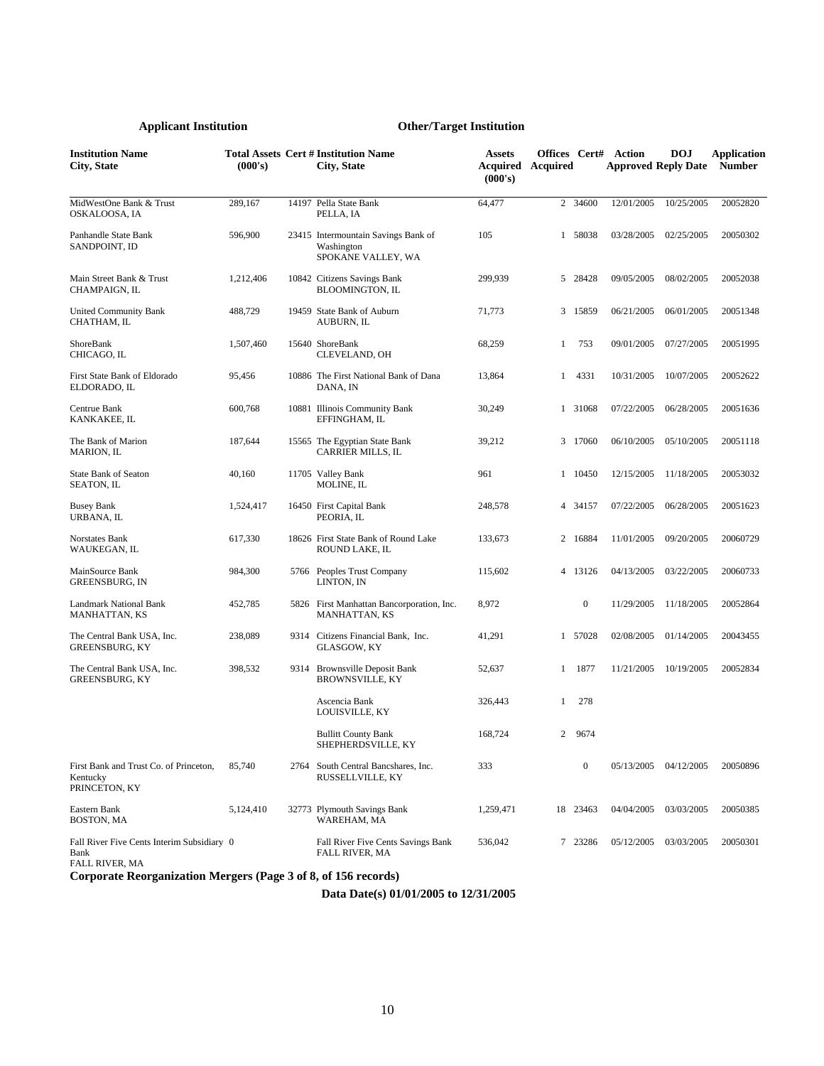| Applicant Institution | | | Other/Target Institution | | | | | | |
|---|---|---|---|---|---|---|---|---|---|
| **Institution Name City, State** | **Total Assets (000's)** | **Cert #** | **Institution Name City, State** | **Assets Acquired (000's)** | **Offices Acquired** | **Cert#** | **Action Approved** | **DOJ Reply Date** | **Application Number** |
| MidWestOne Bank & Trust OSKALOOSA, IA | 289,167 | 14197 | Pella State Bank PELLA, IA | 64,477 | 2 | 34600 | 12/01/2005 | 10/25/2005 | 20052820 |
| Panhandle State Bank SANDPOINT, ID | 596,900 | 23415 | Intermountain Savings Bank of Washington SPOKANE VALLEY, WA | 105 | 1 | 58038 | 03/28/2005 | 02/25/2005 | 20050302 |
| Main Street Bank & Trust CHAMPAIGN, IL | 1,212,406 | 10842 | Citizens Savings Bank BLOOMINGTON, IL | 299,939 | 5 | 28428 | 09/05/2005 | 08/02/2005 | 20052038 |
| United Community Bank CHATHAM, IL | 488,729 | 19459 | State Bank of Auburn AUBURN, IL | 71,773 | 3 | 15859 | 06/21/2005 | 06/01/2005 | 20051348 |
| ShoreBank CHICAGO, IL | 1,507,460 | 15640 | ShoreBank CLEVELAND, OH | 68,259 | 1 | 753 | 09/01/2005 | 07/27/2005 | 20051995 |
| First State Bank of Eldorado ELDORADO, IL | 95,456 | 10886 | The First National Bank of Dana DANA, IN | 13,864 | 1 | 4331 | 10/31/2005 | 10/07/2005 | 20052622 |
| Centrue Bank KANKAKEE, IL | 600,768 | 10881 | Illinois Community Bank EFFINGHAM, IL | 30,249 | 1 | 31068 | 07/22/2005 | 06/28/2005 | 20051636 |
| The Bank of Marion MARION, IL | 187,644 | 15565 | The Egyptian State Bank CARRIER MILLS, IL | 39,212 | 3 | 17060 | 06/10/2005 | 05/10/2005 | 20051118 |
| State Bank of Seaton SEATON, IL | 40,160 | 11705 | Valley Bank MOLINE, IL | 961 | 1 | 10450 | 12/15/2005 | 11/18/2005 | 20053032 |
| Busey Bank URBANA, IL | 1,524,417 | 16450 | First Capital Bank PEORIA, IL | 248,578 | 4 | 34157 | 07/22/2005 | 06/28/2005 | 20051623 |
| Norstates Bank WAUKEGAN, IL | 617,330 | 18626 | First State Bank of Round Lake ROUND LAKE, IL | 133,673 | 2 | 16884 | 11/01/2005 | 09/20/2005 | 20060729 |
| MainSource Bank GREENSBURG, IN | 984,300 | 5766 | Peoples Trust Company LINTON, IN | 115,602 | 4 | 13126 | 04/13/2005 | 03/22/2005 | 20060733 |
| Landmark National Bank MANHATTAN, KS | 452,785 | 5826 | First Manhattan Bancorporation, Inc. MANHATTAN, KS | 8,972 | | 0 | 11/29/2005 | 11/18/2005 | 20052864 |
| The Central Bank USA, Inc. GREENSBURG, KY | 238,089 | 9314 | Citizens Financial Bank, Inc. GLASGOW, KY | 41,291 | 1 | 57028 | 02/08/2005 | 01/14/2005 | 20043455 |
| The Central Bank USA, Inc. GREENSBURG, KY | 398,532 | 9314 | Brownsville Deposit Bank BROWNSVILLE, KY | 52,637 | 1 | 1877 | 11/21/2005 | 10/19/2005 | 20052834 |
| | | | Ascencia Bank LOUISVILLE, KY | 326,443 | 1 | 278 | | | |
| | | | Bullitt County Bank SHEPHERDSVILLE, KY | 168,724 | 2 | 9674 | | | |
| First Bank and Trust Co. of Princeton, Kentucky PRINCETON, KY | 85,740 | 2764 | South Central Bancshares, Inc. RUSSELLVILLE, KY | 333 | | 0 | 05/13/2005 | 04/12/2005 | 20050896 |
| Eastern Bank BOSTON, MA | 5,124,410 | 32773 | Plymouth Savings Bank WAREHAM, MA | 1,259,471 | 18 | 23463 | 04/04/2005 | 03/03/2005 | 20050385 |
| Fall River Five Cents Interim Subsidiary Bank FALL RIVER, MA | 0 | | Fall River Five Cents Savings Bank FALL RIVER, MA | 536,042 | 7 | 23286 | 05/12/2005 | 03/03/2005 | 20050301 |

**Corporate Reorganization Mergers (Page 3 of 8, of 156 records)**

**Data Date(s) 01/01/2005 to 12/31/2005**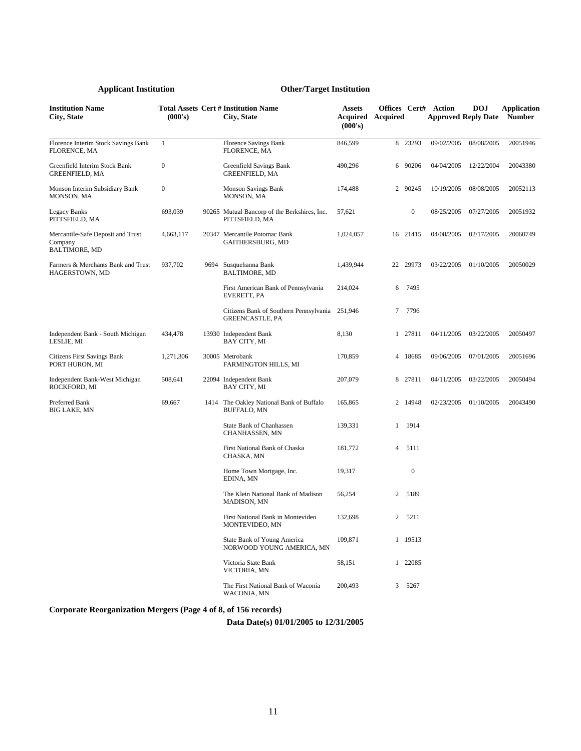| Applicant Institution | | | Other/Target Institution | | | | | | |
|---|---|---|---|---|---|---|---|---|---|
| **Institution Name City, State** | **Total Assets (000's)** | **Cert #** | **Institution Name City, State** | **Assets Acquired (000's)** | **Offices Acquired** | **Cert#** | **Action Approved** | **DOJ Reply Date** | **Application Number** |
| Florence Interim Stock Savings Bank FLORENCE, MA | 1 | | Florence Savings Bank FLORENCE, MA | 846,599 | 8 | 23293 | 09/02/2005 | 08/08/2005 | 20051946 |
| Greenfield Interim Stock Bank GREENFIELD, MA | 0 | | Greenfield Savings Bank GREENFIELD, MA | 490,296 | 6 | 90206 | 04/04/2005 | 12/22/2004 | 20043380 |
| Monson Interim Subsidiary Bank MONSON, MA | 0 | | Monson Savings Bank MONSON, MA | 174,488 | 2 | 90245 | 10/19/2005 | 08/08/2005 | 20052113 |
| Legacy Banks PITTSFIELD, MA | 693,039 | 90265 | Mutual Bancorp of the Berkshires, Inc. PITTSFIELD, MA | 57,621 | | 0 | 08/25/2005 | 07/27/2005 | 20051932 |
| Mercantile-Safe Deposit and Trust Company BALTIMORE, MD | 4,663,117 | 20347 | Mercantile Potomac Bank GAITHERSBURG, MD | 1,024,057 | 16 | 21415 | 04/08/2005 | 02/17/2005 | 20060749 |
| Farmers & Merchants Bank and Trust HAGERSTOWN, MD | 937,702 | 9694 | Susquehanna Bank BALTIMORE, MD | 1,439,944 | 22 | 29973 | 03/22/2005 | 01/10/2005 | 20050029 |
| | | | First American Bank of Pennsylvania EVERETT, PA | 214,024 | 6 | 7495 | | | |
| | | | Citizens Bank of Southern Pennsylvania GREENCASTLE, PA | 251,946 | 7 | 7796 | | | |
| Independent Bank - South Michigan LESLIE, MI | 434,478 | 13930 | Independent Bank BAY CITY, MI | 8,130 | 1 | 27811 | 04/11/2005 | 03/22/2005 | 20050497 |
| Citizens First Savings Bank PORT HURON, MI | 1,271,306 | 30005 | Metrobank FARMINGTON HILLS, MI | 170,859 | 4 | 18685 | 09/06/2005 | 07/01/2005 | 20051696 |
| Independent Bank-West Michigan ROCKFORD, MI | 508,641 | 22094 | Independent Bank BAY CITY, MI | 207,079 | 8 | 27811 | 04/11/2005 | 03/22/2005 | 20050494 |
| Preferred Bank BIG LAKE, MN | 69,667 | 1414 | The Oakley National Bank of Buffalo BUFFALO, MN | 165,865 | 2 | 14948 | 02/23/2005 | 01/10/2005 | 20043490 |
| | | | State Bank of Chanhassen CHANHASSEN, MN | 139,331 | 1 | 1914 | | | |
| | | | First National Bank of Chaska CHASKA, MN | 181,772 | 4 | 5111 | | | |
| | | | Home Town Mortgage, Inc. EDINA, MN | 19,317 | | 0 | | | |
| | | | The Klein National Bank of Madison MADISON, MN | 56,254 | 2 | 5189 | | | |
| | | | First National Bank in Montevideo MONTEVIDEO, MN | 132,698 | 2 | 5211 | | | |
| | | | State Bank of Young America NORWOOD YOUNG AMERICA, MN | 109,871 | 1 | 19513 | | | |
| | | | Victoria State Bank VICTORIA, MN | 58,151 | 1 | 22085 | | | |
| | | | The First National Bank of Waconia WACONIA, MN | 200,493 | 3 | 5267 | | | |

**Corporate Reorganization Mergers (Page 4 of 8, of 156 records)**

**Data Date(s) 01/01/2005 to 12/31/2005**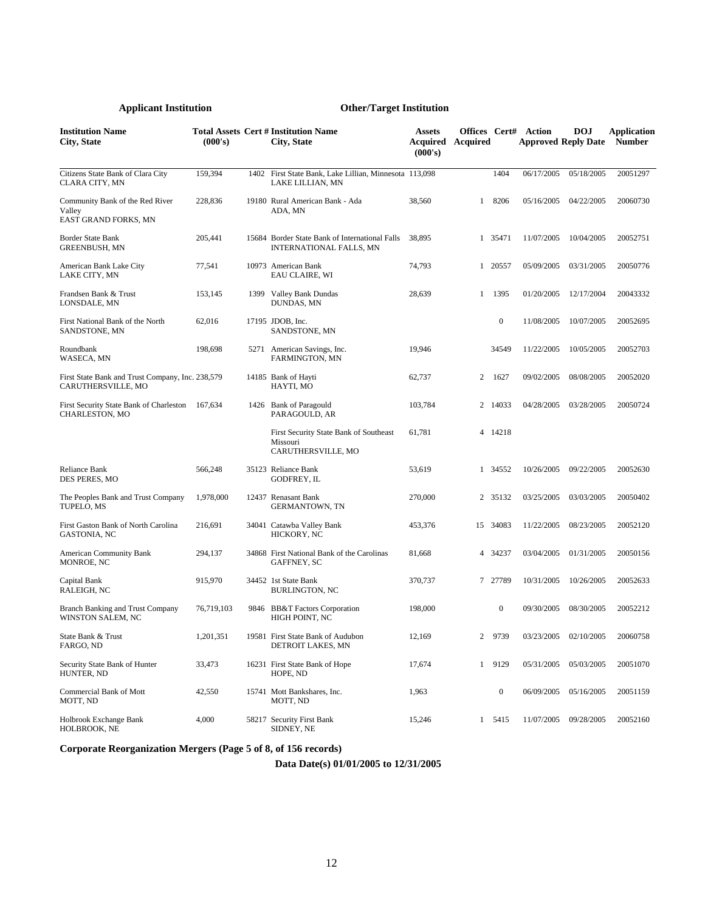| Applicant Institution | | | Other/Target Institution | | | | | | |
|---|---|---|---|---|---|---|---|---|---|
| **Institution Name City, State** | **Total Assets (000's)** | **Cert #** | **Institution Name City, State** | **Assets Acquired (000's)** | **Offices Acquired** | **Cert#** | **Action Approved** | **DOJ Reply Date** | **Application Number** |
| Citizens State Bank of Clara City CLARA CITY, MN | 159,394 | 1402 | First State Bank, Lake Lillian, Minnesota LAKE LILLIAN, MN | 113,098 | | 1404 | 06/17/2005 | 05/18/2005 | 20051297 |
| Community Bank of the Red River Valley EAST GRAND FORKS, MN | 228,836 | 19180 | Rural American Bank - Ada ADA, MN | 38,560 | 1 | 8206 | 05/16/2005 | 04/22/2005 | 20060730 |
| Border State Bank GREENBUSH, MN | 205,441 | 15684 | Border State Bank of International Falls INTERNATIONAL FALLS, MN | 38,895 | 1 | 35471 | 11/07/2005 | 10/04/2005 | 20052751 |
| American Bank Lake City LAKE CITY, MN | 77,541 | 10973 | American Bank EAU CLAIRE, WI | 74,793 | 1 | 20557 | 05/09/2005 | 03/31/2005 | 20050776 |
| Frandsen Bank & Trust LONSDALE, MN | 153,145 | 1399 | Valley Bank Dundas DUNDAS, MN | 28,639 | 1 | 1395 | 01/20/2005 | 12/17/2004 | 20043332 |
| First National Bank of the North SANDSTONE, MN | 62,016 | 17195 | JDOB, Inc. SANDSTONE, MN | | | 0 | 11/08/2005 | 10/07/2005 | 20052695 |
| Roundbank WASECA, MN | 198,698 | 5271 | American Savings, Inc. FARMINGTON, MN | 19,946 | | 34549 | 11/22/2005 | 10/05/2005 | 20052703 |
| First State Bank and Trust Company, Inc. CARUTHERSVILLE, MO | 238,579 | 14185 | Bank of Hayti HAYTI, MO | 62,737 | 2 | 1627 | 09/02/2005 | 08/08/2005 | 20052020 |
| First Security State Bank of Charleston CHARLESTON, MO | 167,634 | 1426 | Bank of Paragould PARAGOULD, AR | 103,784 | 2 | 14033 | 04/28/2005 | 03/28/2005 | 20050724 |
| | | | First Security State Bank of Southeast Missouri CARUTHERSVILLE, MO | 61,781 | 4 | 14218 | | | |
| Reliance Bank DES PERES, MO | 566,248 | 35123 | Reliance Bank GODFREY, IL | 53,619 | 1 | 34552 | 10/26/2005 | 09/22/2005 | 20052630 |
| The Peoples Bank and Trust Company TUPELO, MS | 1,978,000 | 12437 | Renasant Bank GERMANTOWN, TN | 270,000 | 2 | 35132 | 03/25/2005 | 03/03/2005 | 20050402 |
| First Gaston Bank of North Carolina GASTONIA, NC | 216,691 | 34041 | Catawba Valley Bank HICKORY, NC | 453,376 | 15 | 34083 | 11/22/2005 | 08/23/2005 | 20052120 |
| American Community Bank MONROE, NC | 294,137 | 34868 | First National Bank of the Carolinas GAFFNEY, SC | 81,668 | 4 | 34237 | 03/04/2005 | 01/31/2005 | 20050156 |
| Capital Bank RALEIGH, NC | 915,970 | 34452 | 1st State Bank BURLINGTON, NC | 370,737 | 7 | 27789 | 10/31/2005 | 10/26/2005 | 20052633 |
| Branch Banking and Trust Company WINSTON SALEM, NC | 76,719,103 | 9846 | BB&T Factors Corporation HIGH POINT, NC | 198,000 | | 0 | 09/30/2005 | 08/30/2005 | 20052212 |
| State Bank & Trust FARGO, ND | 1,201,351 | 19581 | First State Bank of Audubon DETROIT LAKES, MN | 12,169 | 2 | 9739 | 03/23/2005 | 02/10/2005 | 20060758 |
| Security State Bank of Hunter HUNTER, ND | 33,473 | 16231 | First State Bank of Hope HOPE, ND | 17,674 | 1 | 9129 | 05/31/2005 | 05/03/2005 | 20051070 |
| Commercial Bank of Mott MOTT, ND | 42,550 | 15741 | Mott Bankshares, Inc. MOTT, ND | 1,963 | | 0 | 06/09/2005 | 05/16/2005 | 20051159 |
| Holbrook Exchange Bank HOLBROOK, NE | 4,000 | 58217 | Security First Bank SIDNEY, NE | 15,246 | 1 | 5415 | 11/07/2005 | 09/28/2005 | 20052160 |

**Corporate Reorganization Mergers (Page 5 of 8, of 156 records)**

**Data Date(s) 01/01/2005 to 12/31/2005**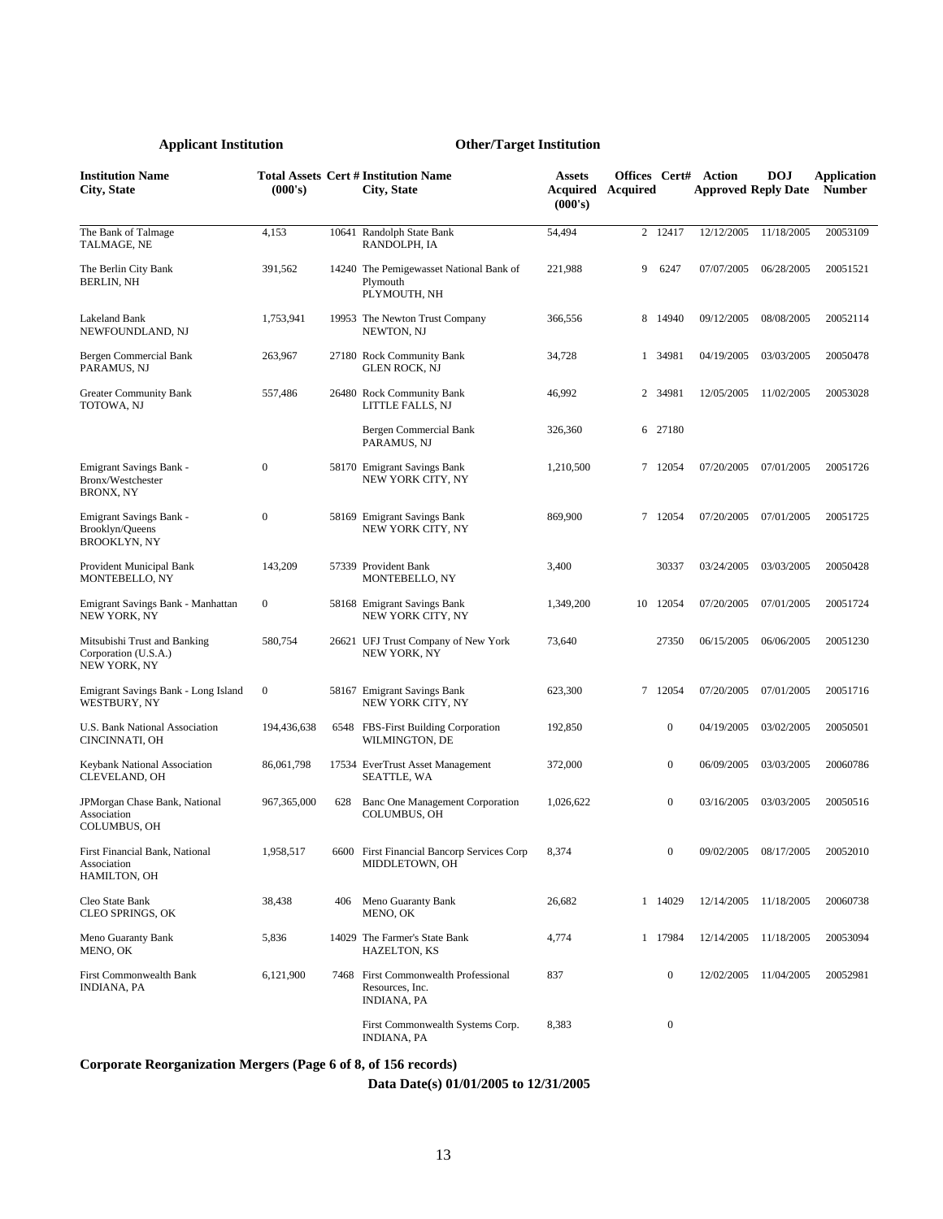| Applicant Institution | | | Other/Target Institution | | | | | | |
|---|---|---|---|---|---|---|---|---|---|
| **Institution Name City, State** | **Total Assets (000's)** | **Cert #** | **Institution Name City, State** | **Assets Acquired (000's)** | **Offices Acquired** | **Cert#** | **Action Approved** | **DOJ Reply Date** | **Application Number** |
| The Bank of Talmage TALMAGE, NE | 4,153 | 10641 | Randolph State Bank RANDOLPH, IA | 54,494 | 2 | 12417 | 12/12/2005 | 11/18/2005 | 20053109 |
| The Berlin City Bank BERLIN, NH | 391,562 | 14240 | The Pemigewasset National Bank of Plymouth PLYMOUTH, NH | 221,988 | 9 | 6247 | 07/07/2005 | 06/28/2005 | 20051521 |
| Lakeland Bank NEWFOUNDLAND, NJ | 1,753,941 | 19953 | The Newton Trust Company NEWTON, NJ | 366,556 | 8 | 14940 | 09/12/2005 | 08/08/2005 | 20052114 |
| Bergen Commercial Bank PARAMUS, NJ | 263,967 | 27180 | Rock Community Bank GLEN ROCK, NJ | 34,728 | 1 | 34981 | 04/19/2005 | 03/03/2005 | 20050478 |
| Greater Community Bank TOTOWA, NJ | 557,486 | 26480 | Rock Community Bank LITTLE FALLS, NJ | 46,992 | 2 | 34981 | 12/05/2005 | 11/02/2005 | 20053028 |
| | | | Bergen Commercial Bank PARAMUS, NJ | 326,360 | 6 | 27180 | | | |
| Emigrant Savings Bank - Bronx/Westchester BRONX, NY | 0 | 58170 | Emigrant Savings Bank NEW YORK CITY, NY | 1,210,500 | 7 | 12054 | 07/20/2005 | 07/01/2005 | 20051726 |
| Emigrant Savings Bank - Brooklyn/Queens BROOKLYN, NY | 0 | 58169 | Emigrant Savings Bank NEW YORK CITY, NY | 869,900 | 7 | 12054 | 07/20/2005 | 07/01/2005 | 20051725 |
| Provident Municipal Bank MONTEBELLO, NY | 143,209 | 57339 | Provident Bank MONTEBELLO, NY | 3,400 | | 30337 | 03/24/2005 | 03/03/2005 | 20050428 |
| Emigrant Savings Bank - Manhattan NEW YORK, NY | 0 | 58168 | Emigrant Savings Bank NEW YORK CITY, NY | 1,349,200 | 10 | 12054 | 07/20/2005 | 07/01/2005 | 20051724 |
| Mitsubishi Trust and Banking Corporation (U.S.A.) NEW YORK, NY | 580,754 | 26621 | UFJ Trust Company of New York NEW YORK, NY | 73,640 | | 27350 | 06/15/2005 | 06/06/2005 | 20051230 |
| Emigrant Savings Bank - Long Island WESTBURY, NY | 0 | 58167 | Emigrant Savings Bank NEW YORK CITY, NY | 623,300 | 7 | 12054 | 07/20/2005 | 07/01/2005 | 20051716 |
| U.S. Bank National Association CINCINNATI, OH | 194,436,638 | 6548 | FBS-First Building Corporation WILMINGTON, DE | 192,850 | | 0 | 04/19/2005 | 03/02/2005 | 20050501 |
| Keybank National Association CLEVELAND, OH | 86,061,798 | 17534 | EverTrust Asset Management SEATTLE, WA | 372,000 | | 0 | 06/09/2005 | 03/03/2005 | 20060786 |
| JPMorgan Chase Bank, National Association COLUMBUS, OH | 967,365,000 | 628 | Banc One Management Corporation COLUMBUS, OH | 1,026,622 | | 0 | 03/16/2005 | 03/03/2005 | 20050516 |
| First Financial Bank, National Association HAMILTON, OH | 1,958,517 | 6600 | First Financial Bancorp Services Corp MIDDLETOWN, OH | 8,374 | | 0 | 09/02/2005 | 08/17/2005 | 20052010 |
| Cleo State Bank CLEO SPRINGS, OK | 38,438 | 406 | Meno Guaranty Bank MENO, OK | 26,682 | 1 | 14029 | 12/14/2005 | 11/18/2005 | 20060738 |
| Meno Guaranty Bank MENO, OK | 5,836 | 14029 | The Farmer's State Bank HAZELTON, KS | 4,774 | 1 | 17984 | 12/14/2005 | 11/18/2005 | 20053094 |
| First Commonwealth Bank INDIANA, PA | 6,121,900 | 7468 | First Commonwealth Professional Resources, Inc. INDIANA, PA | 837 | | 0 | 12/02/2005 | 11/04/2005 | 20052981 |
| | | | First Commonwealth Systems Corp. INDIANA, PA | 8,383 | | 0 | | | |

**Corporate Reorganization Mergers (Page 6 of 8, of 156 records)**

**Data Date(s) 01/01/2005 to 12/31/2005**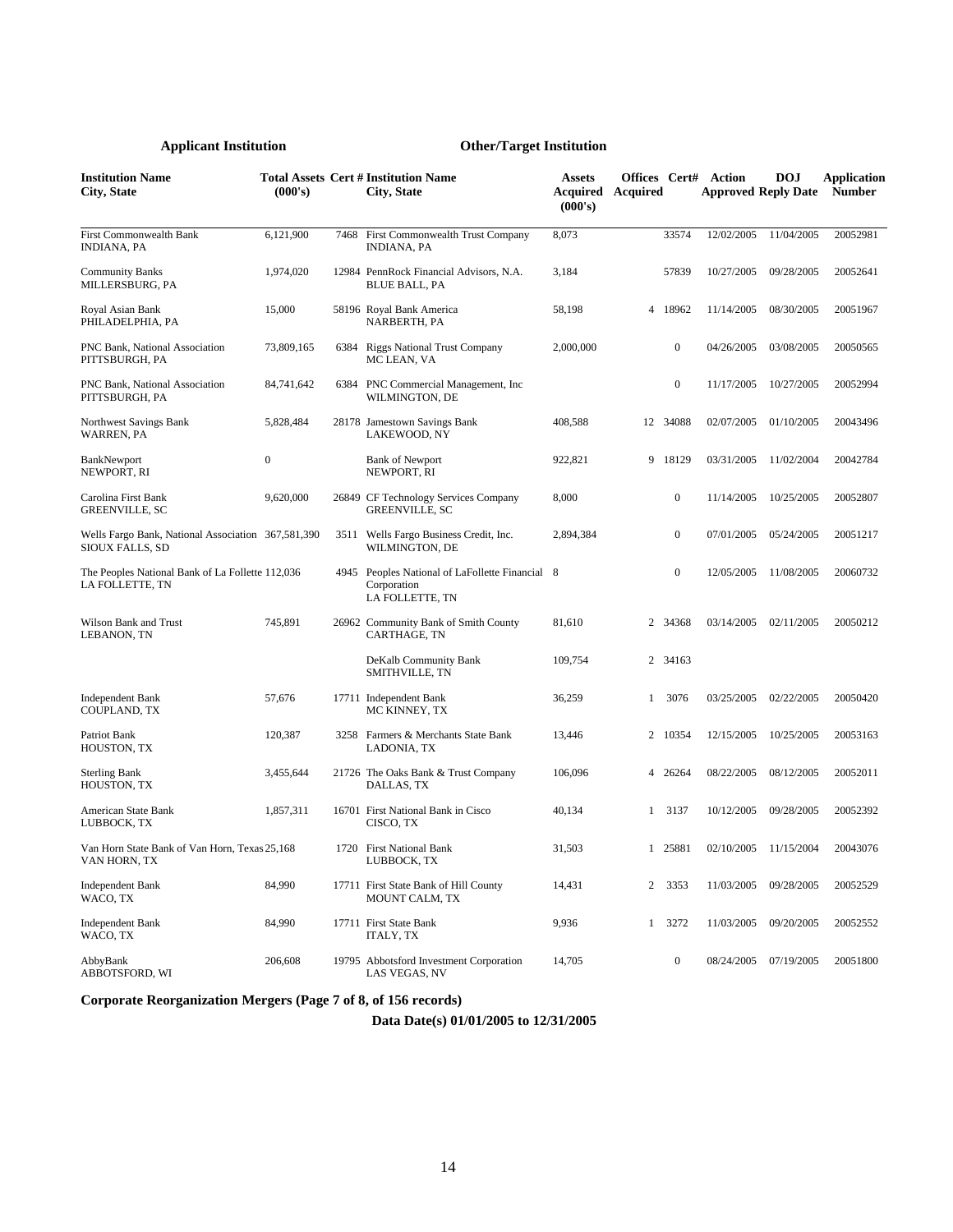| Applicant Institution | | | Other/Target Institution | | | | | | |
|---|---|---|---|---|---|---|---|---|---|
| **Institution Name City, State** | **Total Assets (000's)** | **Cert #** | **Institution Name City, State** | **Assets Acquired (000's)** | **Offices Acquired** | **Cert#** | **Action Approved** | **DOJ Reply Date** | **Application Number** |
| First Commonwealth Bank INDIANA, PA | 6,121,900 | 7468 | First Commonwealth Trust Company INDIANA, PA | 8,073 | | 33574 | 12/02/2005 | 11/04/2005 | 20052981 |
| Community Banks MILLERSBURG, PA | 1,974,020 | 12984 | PennRock Financial Advisors, N.A. BLUE BALL, PA | 3,184 | | 57839 | 10/27/2005 | 09/28/2005 | 20052641 |
| Royal Asian Bank PHILADELPHIA, PA | 15,000 | 58196 | Royal Bank America NARBERTH, PA | 58,198 | 4 | 18962 | 11/14/2005 | 08/30/2005 | 20051967 |
| PNC Bank, National Association PITTSBURGH, PA | 73,809,165 | 6384 | Riggs National Trust Company MC LEAN, VA | 2,000,000 | | 0 | 04/26/2005 | 03/08/2005 | 20050565 |
| PNC Bank, National Association PITTSBURGH, PA | 84,741,642 | 6384 | PNC Commercial Management, Inc WILMINGTON, DE | | | 0 | 11/17/2005 | 10/27/2005 | 20052994 |
| Northwest Savings Bank WARREN, PA | 5,828,484 | 28178 | Jamestown Savings Bank LAKEWOOD, NY | 408,588 | 12 | 34088 | 02/07/2005 | 01/10/2005 | 20043496 |
| BankNewport NEWPORT, RI | 0 | | Bank of Newport NEWPORT, RI | 922,821 | 9 | 18129 | 03/31/2005 | 11/02/2004 | 20042784 |
| Carolina First Bank GREENVILLE, SC | 9,620,000 | 26849 | CF Technology Services Company GREENVILLE, SC | 8,000 | | 0 | 11/14/2005 | 10/25/2005 | 20052807 |
| Wells Fargo Bank, National Association SIOUX FALLS, SD | 367,581,390 | 3511 | Wells Fargo Business Credit, Inc. WILMINGTON, DE | 2,894,384 | | 0 | 07/01/2005 | 05/24/2005 | 20051217 |
| The Peoples National Bank of La Follette LA FOLLETTE, TN | 112,036 | 4945 | Peoples National of LaFollette Financial Corporation LA FOLLETTE, TN | 8 | | 0 | 12/05/2005 | 11/08/2005 | 20060732 |
| Wilson Bank and Trust LEBANON, TN | 745,891 | 26962 | Community Bank of Smith County CARTHAGE, TN | 81,610 | 2 | 34368 | 03/14/2005 | 02/11/2005 | 20050212 |
| | | | DeKalb Community Bank SMITHVILLE, TN | 109,754 | 2 | 34163 | | | |
| Independent Bank COUPLAND, TX | 57,676 | 17711 | Independent Bank MC KINNEY, TX | 36,259 | 1 | 3076 | 03/25/2005 | 02/22/2005 | 20050420 |
| Patriot Bank HOUSTON, TX | 120,387 | 3258 | Farmers & Merchants State Bank LADONIA, TX | 13,446 | 2 | 10354 | 12/15/2005 | 10/25/2005 | 20053163 |
| Sterling Bank HOUSTON, TX | 3,455,644 | 21726 | The Oaks Bank & Trust Company DALLAS, TX | 106,096 | 4 | 26264 | 08/22/2005 | 08/12/2005 | 20052011 |
| American State Bank LUBBOCK, TX | 1,857,311 | 16701 | First National Bank in Cisco CISCO, TX | 40,134 | 1 | 3137 | 10/12/2005 | 09/28/2005 | 20052392 |
| Van Horn State Bank of Van Horn, Texas VAN HORN, TX | 25,168 | 1720 | First National Bank LUBBOCK, TX | 31,503 | 1 | 25881 | 02/10/2005 | 11/15/2004 | 20043076 |
| Independent Bank WACO, TX | 84,990 | 17711 | First State Bank of Hill County MOUNT CALM, TX | 14,431 | 2 | 3353 | 11/03/2005 | 09/28/2005 | 20052529 |
| Independent Bank WACO, TX | 84,990 | 17711 | First State Bank ITALY, TX | 9,936 | 1 | 3272 | 11/03/2005 | 09/20/2005 | 20052552 |
| AbbyBank ABBOTSFORD, WI | 206,608 | 19795 | Abbotsford Investment Corporation LAS VEGAS, NV | 14,705 | | 0 | 08/24/2005 | 07/19/2005 | 20051800 |

**Corporate Reorganization Mergers (Page 7 of 8, of 156 records)**

**Data Date(s) 01/01/2005 to 12/31/2005**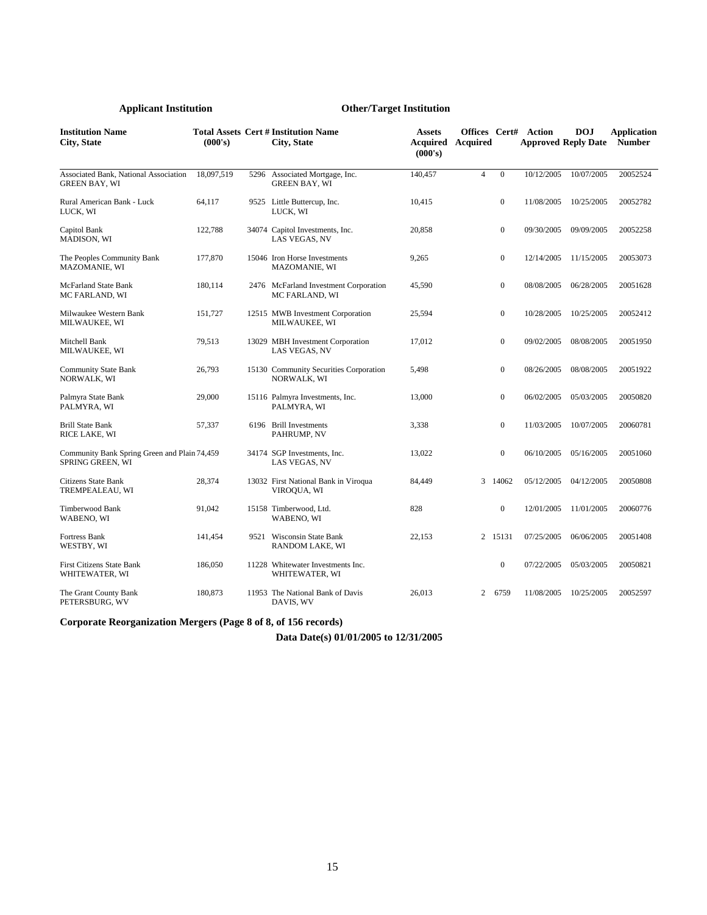| Applicant Institution | | | Other/Target Institution | | | | | | |
|---|---|---|---|---|---|---|---|---|---|
| **Institution Name City, State** | **Total Assets (000's)** | **Cert #** | **Institution Name City, State** | **Assets Acquired (000's)** | **Offices Acquired** | **Cert#** | **Action Approved** | **DOJ Reply Date** | **Application Number** |
| Associated Bank, National Association GREEN BAY, WI | 18,097,519 | 5296 | Associated Mortgage, Inc. GREEN BAY, WI | 140,457 | 4 | 0 | 10/12/2005 | 10/07/2005 | 20052524 |
| Rural American Bank - Luck LUCK, WI | 64,117 | 9525 | Little Buttercup, Inc. LUCK, WI | 10,415 | | 0 | 11/08/2005 | 10/25/2005 | 20052782 |
| Capitol Bank MADISON, WI | 122,788 | 34074 | Capitol Investments, Inc. LAS VEGAS, NV | 20,858 | | 0 | 09/30/2005 | 09/09/2005 | 20052258 |
| The Peoples Community Bank MAZOMANIE, WI | 177,870 | 15046 | Iron Horse Investments MAZOMANIE, WI | 9,265 | | 0 | 12/14/2005 | 11/15/2005 | 20053073 |
| McFarland State Bank MC FARLAND, WI | 180,114 | 2476 | McFarland Investment Corporation MC FARLAND, WI | 45,590 | | 0 | 08/08/2005 | 06/28/2005 | 20051628 |
| Milwaukee Western Bank MILWAUKEE, WI | 151,727 | 12515 | MWB Investment Corporation MILWAUKEE, WI | 25,594 | | 0 | 10/28/2005 | 10/25/2005 | 20052412 |
| Mitchell Bank MILWAUKEE, WI | 79,513 | 13029 | MBH Investment Corporation LAS VEGAS, NV | 17,012 | | 0 | 09/02/2005 | 08/08/2005 | 20051950 |
| Community State Bank NORWALK, WI | 26,793 | 15130 | Community Securities Corporation NORWALK, WI | 5,498 | | 0 | 08/26/2005 | 08/08/2005 | 20051922 |
| Palmyra State Bank PALMYRA, WI | 29,000 | 15116 | Palmyra Investments, Inc. PALMYRA, WI | 13,000 | | 0 | 06/02/2005 | 05/03/2005 | 20050820 |
| Brill State Bank RICE LAKE, WI | 57,337 | 6196 | Brill Investments PAHRUMP, NV | 3,338 | | 0 | 11/03/2005 | 10/07/2005 | 20060781 |
| Community Bank Spring Green and Plain SPRING GREEN, WI | 74,459 | 34174 | SGP Investments, Inc. LAS VEGAS, NV | 13,022 | | 0 | 06/10/2005 | 05/16/2005 | 20051060 |
| Citizens State Bank TREMPEALEAU, WI | 28,374 | 13032 | First National Bank in Viroqua VIROQUA, WI | 84,449 | 3 | 14062 | 05/12/2005 | 04/12/2005 | 20050808 |
| Timberwood Bank WABENO, WI | 91,042 | 15158 | Timberwood, Ltd. WABENO, WI | 828 | | 0 | 12/01/2005 | 11/01/2005 | 20060776 |
| Fortress Bank WESTBY, WI | 141,454 | 9521 | Wisconsin State Bank RANDOM LAKE, WI | 22,153 | 2 | 15131 | 07/25/2005 | 06/06/2005 | 20051408 |
| First Citizens State Bank WHITEWATER, WI | 186,050 | 11228 | Whitewater Investments Inc. WHITEWATER, WI | | | 0 | 07/22/2005 | 05/03/2005 | 20050821 |
| The Grant County Bank PETERSBURG, WV | 180,873 | 11953 | The National Bank of Davis DAVIS, WV | 26,013 | 2 | 6759 | 11/08/2005 | 10/25/2005 | 20052597 |

**Corporate Reorganization Mergers (Page 8 of 8, of 156 records)**

**Data Date(s) 01/01/2005 to 12/31/2005**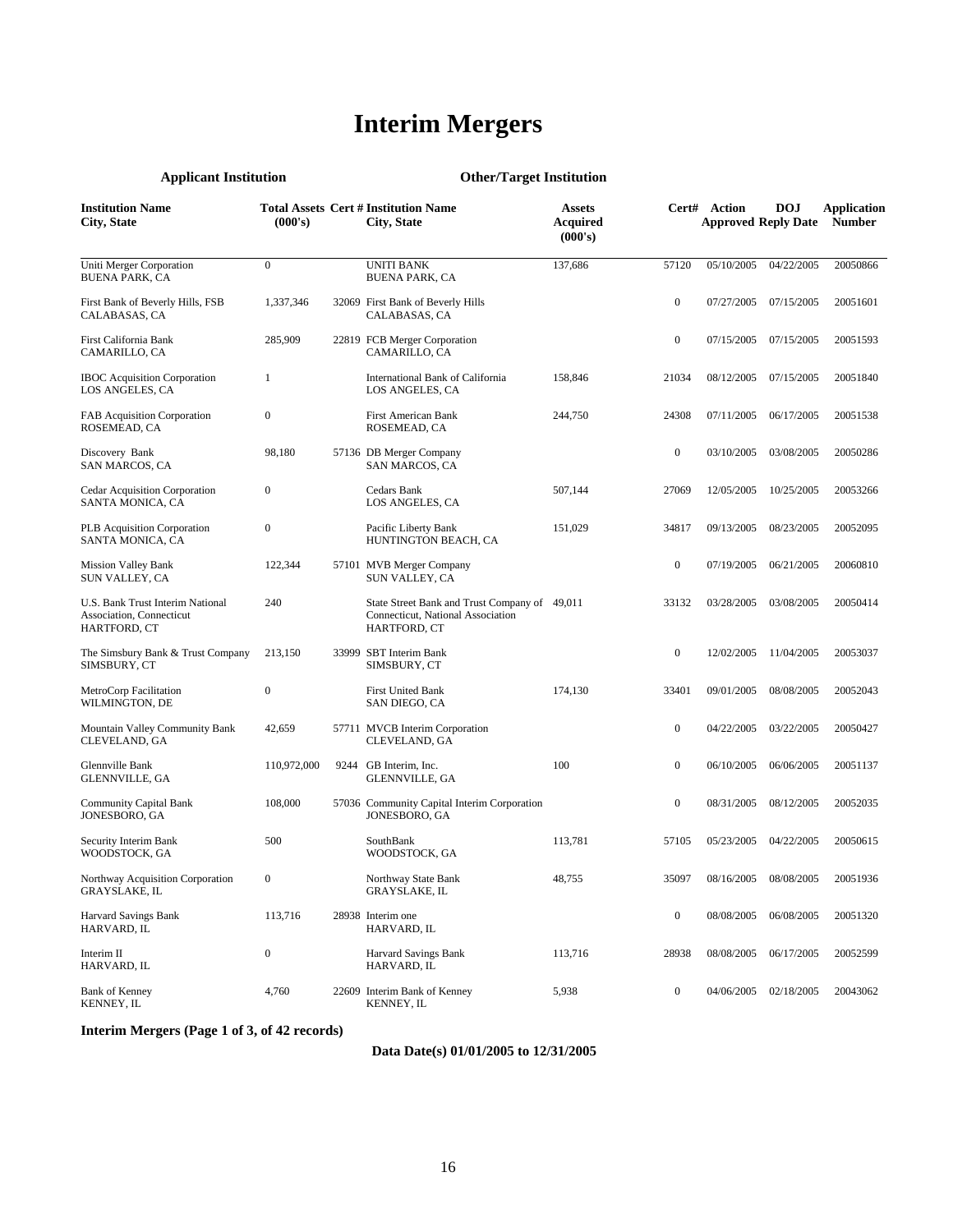# Interim Mergers

| Applicant Institution | | | Other/Target Institution | | | | | |
|---|---|---|---|---|---|---|---|---|
| **Institution Name City, State** | **Total Assets (000's)** | **Cert #** | **Institution Name City, State** | **Assets Acquired (000's)** | **Cert#** | **Action Approved** | **DOJ Reply Date** | **Application Number** |
| Uniti Merger Corporation BUENA PARK, CA | 0 | | UNITI BANK BUENA PARK, CA | 137,686 | 57120 | 05/10/2005 | 04/22/2005 | 20050866 |
| First Bank of Beverly Hills, FSB CALABASAS, CA | 1,337,346 | 32069 | First Bank of Beverly Hills CALABASAS, CA | | 0 | 07/27/2005 | 07/15/2005 | 20051601 |
| First California Bank CAMARILLO, CA | 285,909 | 22819 | FCB Merger Corporation CAMARILLO, CA | | 0 | 07/15/2005 | 07/15/2005 | 20051593 |
| IBOC Acquisition Corporation LOS ANGELES, CA | 1 | | International Bank of California LOS ANGELES, CA | 158,846 | 21034 | 08/12/2005 | 07/15/2005 | 20051840 |
| FAB Acquisition Corporation ROSEMEAD, CA | 0 | | First American Bank ROSEMEAD, CA | 244,750 | 24308 | 07/11/2005 | 06/17/2005 | 20051538 |
| Discovery Bank SAN MARCOS, CA | 98,180 | 57136 | DB Merger Company SAN MARCOS, CA | | 0 | 03/10/2005 | 03/08/2005 | 20050286 |
| Cedar Acquisition Corporation SANTA MONICA, CA | 0 | | Cedars Bank LOS ANGELES, CA | 507,144 | 27069 | 12/05/2005 | 10/25/2005 | 20053266 |
| PLB Acquisition Corporation SANTA MONICA, CA | 0 | | Pacific Liberty Bank HUNTINGTON BEACH, CA | 151,029 | 34817 | 09/13/2005 | 08/23/2005 | 20052095 |
| Mission Valley Bank SUN VALLEY, CA | 122,344 | 57101 | MVB Merger Company SUN VALLEY, CA | | 0 | 07/19/2005 | 06/21/2005 | 20060810 |
| U.S. Bank Trust Interim National Association, Connecticut HARTFORD, CT | 240 | | State Street Bank and Trust Company of Connecticut, National Association HARTFORD, CT | 49,011 | 33132 | 03/28/2005 | 03/08/2005 | 20050414 |
| The Simsbury Bank & Trust Company SIMSBURY, CT | 213,150 | 33999 | SBT Interim Bank SIMSBURY, CT | | 0 | 12/02/2005 | 11/04/2005 | 20053037 |
| MetroCorp Facilitation WILMINGTON, DE | 0 | | First United Bank SAN DIEGO, CA | 174,130 | 33401 | 09/01/2005 | 08/08/2005 | 20052043 |
| Mountain Valley Community Bank CLEVELAND, GA | 42,659 | 57711 | MVCB Interim Corporation CLEVELAND, GA | | 0 | 04/22/2005 | 03/22/2005 | 20050427 |
| Glennville Bank GLENNVILLE, GA | 110,972,000 | 9244 | GB Interim, Inc. GLENNVILLE, GA | 100 | 0 | 06/10/2005 | 06/06/2005 | 20051137 |
| Community Capital Bank JONESBORO, GA | 108,000 | 57036 | Community Capital Interim Corporation JONESBORO, GA | | 0 | 08/31/2005 | 08/12/2005 | 20052035 |
| Security Interim Bank WOODSTOCK, GA | 500 | | SouthBank WOODSTOCK, GA | 113,781 | 57105 | 05/23/2005 | 04/22/2005 | 20050615 |
| Northway Acquisition Corporation GRAYSLAKE, IL | 0 | | Northway State Bank GRAYSLAKE, IL | 48,755 | 35097 | 08/16/2005 | 08/08/2005 | 20051936 |
| Harvard Savings Bank HARVARD, IL | 113,716 | 28938 | Interim one HARVARD, IL | | 0 | 08/08/2005 | 06/08/2005 | 20051320 |
| Interim II HARVARD, IL | 0 | | Harvard Savings Bank HARVARD, IL | 113,716 | 28938 | 08/08/2005 | 06/17/2005 | 20052599 |
| Bank of Kenney KENNEY, IL | 4,760 | 22609 | Interim Bank of Kenney KENNEY, IL | 5,938 | 0 | 04/06/2005 | 02/18/2005 | 20043062 |

**Interim Mergers (Page 1 of 3, of 42 records)**

**Data Date(s) 01/01/2005 to 12/31/2005**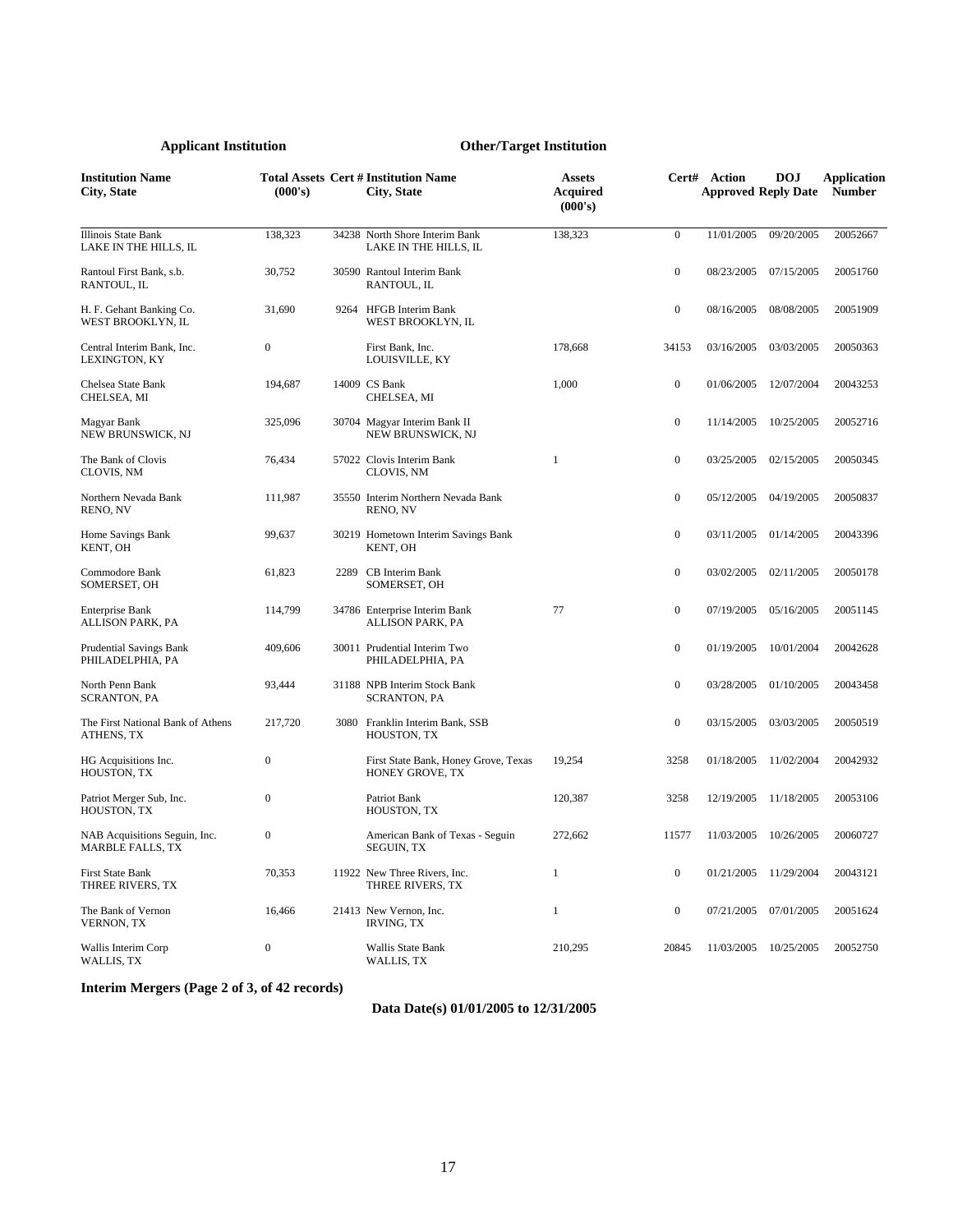| Applicant Institution | | | Other/Target Institution | | | | | |
|---|---|---|---|---|---|---|---|---|
| **Institution Name City, State** | **Total Assets (000's)** | **Cert #** | **Institution Name City, State** | **Assets Acquired (000's)** | **Cert#** | **Action Approved** | **DOJ Reply Date** | **Application Number** |
| Illinois State Bank LAKE IN THE HILLS, IL | 138,323 | 34238 | North Shore Interim Bank LAKE IN THE HILLS, IL | 138,323 | 0 | 11/01/2005 | 09/20/2005 | 20052667 |
| Rantoul First Bank, s.b. RANTOUL, IL | 30,752 | 30590 | Rantoul Interim Bank RANTOUL, IL | | 0 | 08/23/2005 | 07/15/2005 | 20051760 |
| H. F. Gehant Banking Co. WEST BROOKLYN, IL | 31,690 | 9264 | HFGB Interim Bank WEST BROOKLYN, IL | | 0 | 08/16/2005 | 08/08/2005 | 20051909 |
| Central Interim Bank, Inc. LEXINGTON, KY | 0 | | First Bank, Inc. LOUISVILLE, KY | 178,668 | 34153 | 03/16/2005 | 03/03/2005 | 20050363 |
| Chelsea State Bank CHELSEA, MI | 194,687 | 14009 | CS Bank CHELSEA, MI | 1,000 | 0 | 01/06/2005 | 12/07/2004 | 20043253 |
| Magyar Bank NEW BRUNSWICK, NJ | 325,096 | 30704 | Magyar Interim Bank II NEW BRUNSWICK, NJ | | 0 | 11/14/2005 | 10/25/2005 | 20052716 |
| The Bank of Clovis CLOVIS, NM | 76,434 | 57022 | Clovis Interim Bank CLOVIS, NM | 1 | 0 | 03/25/2005 | 02/15/2005 | 20050345 |
| Northern Nevada Bank RENO, NV | 111,987 | 35550 | Interim Northern Nevada Bank RENO, NV | | 0 | 05/12/2005 | 04/19/2005 | 20050837 |
| Home Savings Bank KENT, OH | 99,637 | 30219 | Hometown Interim Savings Bank KENT, OH | | 0 | 03/11/2005 | 01/14/2005 | 20043396 |
| Commodore Bank SOMERSET, OH | 61,823 | 2289 | CB Interim Bank SOMERSET, OH | | 0 | 03/02/2005 | 02/11/2005 | 20050178 |
| Enterprise Bank ALLISON PARK, PA | 114,799 | 34786 | Enterprise Interim Bank ALLISON PARK, PA | 77 | 0 | 07/19/2005 | 05/16/2005 | 20051145 |
| Prudential Savings Bank PHILADELPHIA, PA | 409,606 | 30011 | Prudential Interim Two PHILADELPHIA, PA | | 0 | 01/19/2005 | 10/01/2004 | 20042628 |
| North Penn Bank SCRANTON, PA | 93,444 | 31188 | NPB Interim Stock Bank SCRANTON, PA | | 0 | 03/28/2005 | 01/10/2005 | 20043458 |
| The First National Bank of Athens ATHENS, TX | 217,720 | 3080 | Franklin Interim Bank, SSB HOUSTON, TX | | 0 | 03/15/2005 | 03/03/2005 | 20050519 |
| HG Acquisitions Inc. HOUSTON, TX | 0 | | First State Bank, Honey Grove, Texas HONEY GROVE, TX | 19,254 | 3258 | 01/18/2005 | 11/02/2004 | 20042932 |
| Patriot Merger Sub, Inc. HOUSTON, TX | 0 | | Patriot Bank HOUSTON, TX | 120,387 | 3258 | 12/19/2005 | 11/18/2005 | 20053106 |
| NAB Acquisitions Seguin, Inc. MARBLE FALLS, TX | 0 | | American Bank of Texas - Seguin SEGUIN, TX | 272,662 | 11577 | 11/03/2005 | 10/26/2005 | 20060727 |
| First State Bank THREE RIVERS, TX | 70,353 | 11922 | New Three Rivers, Inc. THREE RIVERS, TX | 1 | 0 | 01/21/2005 | 11/29/2004 | 20043121 |
| The Bank of Vernon VERNON, TX | 16,466 | 21413 | New Vernon, Inc. IRVING, TX | 1 | 0 | 07/21/2005 | 07/01/2005 | 20051624 |
| Wallis Interim Corp WALLIS, TX | 0 | | Wallis State Bank WALLIS, TX | 210,295 | 20845 | 11/03/2005 | 10/25/2005 | 20052750 |

**Interim Mergers (Page 2 of 3, of 42 records)**

**Data Date(s) 01/01/2005 to 12/31/2005**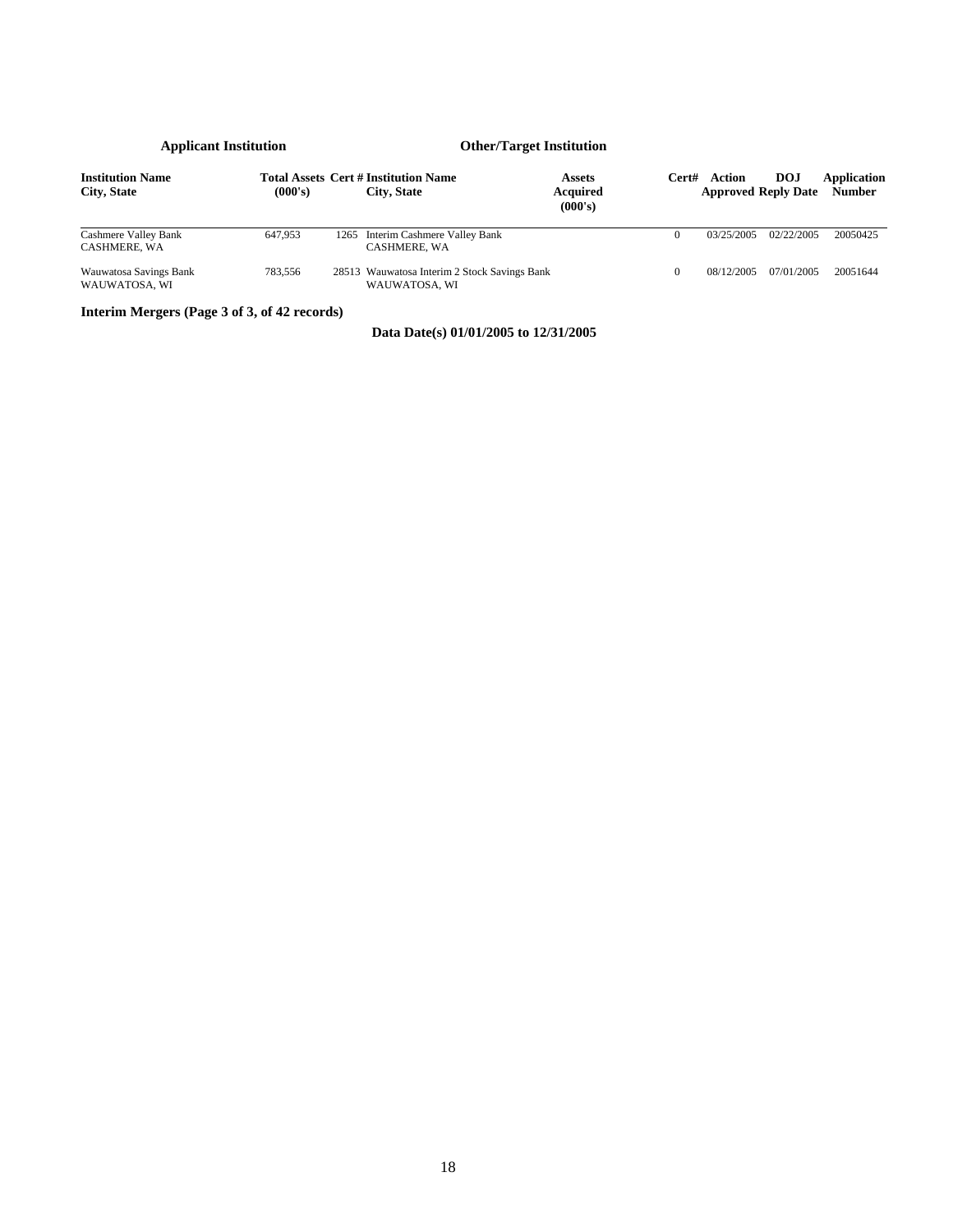| Applicant Institution | | | Other/Target Institution | | | | | |
|---|---|---|---|---|---|---|---|---|
| **Institution Name City, State** | **Total Assets (000's)** | **Cert #** | **Institution Name City, State** | **Assets Acquired (000's)** | **Cert#** | **Action Approved** | **DOJ Reply Date** | **Application Number** |
| Cashmere Valley Bank CASHMERE, WA | 647,953 | 1265 | Interim Cashmere Valley Bank CASHMERE, WA | | 0 | 03/25/2005 | 02/22/2005 | 20050425 |
| Wauwatosa Savings Bank WAUWATOSA, WI | 783,556 | 28513 | Wauwatosa Interim 2 Stock Savings Bank WAUWATOSA, WI | | 0 | 08/12/2005 | 07/01/2005 | 20051644 |

**Interim Mergers (Page 3 of 3, of 42 records)**

**Data Date(s) 01/01/2005 to 12/31/2005**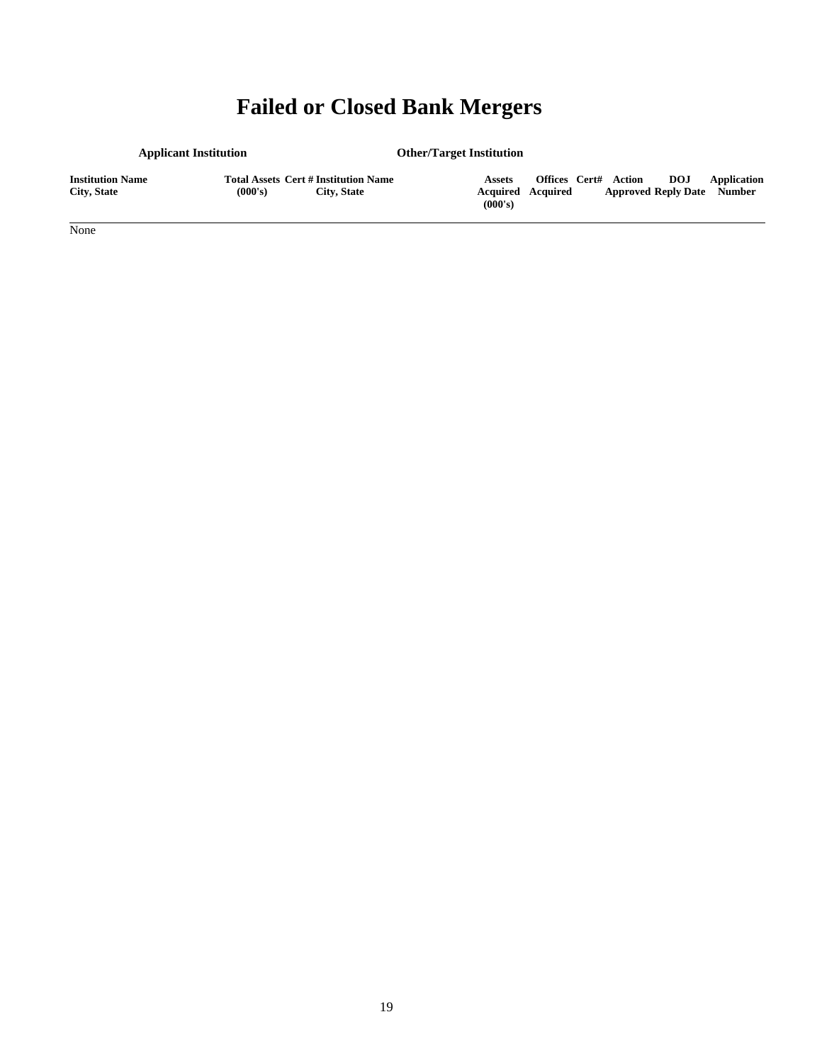# Failed or Closed Bank Mergers

| Applicant Institution | | | Other/Target Institution | | | | | | |
|---|---|---|---|---|---|---|---|---|---|
| Institution Name City, State | Total Assets (000's) | Cert # | Institution Name City, State | Assets Acquired (000's) | Offices Acquired | Cert# | Action Approved | DOJ Reply Date | Application Number |

None